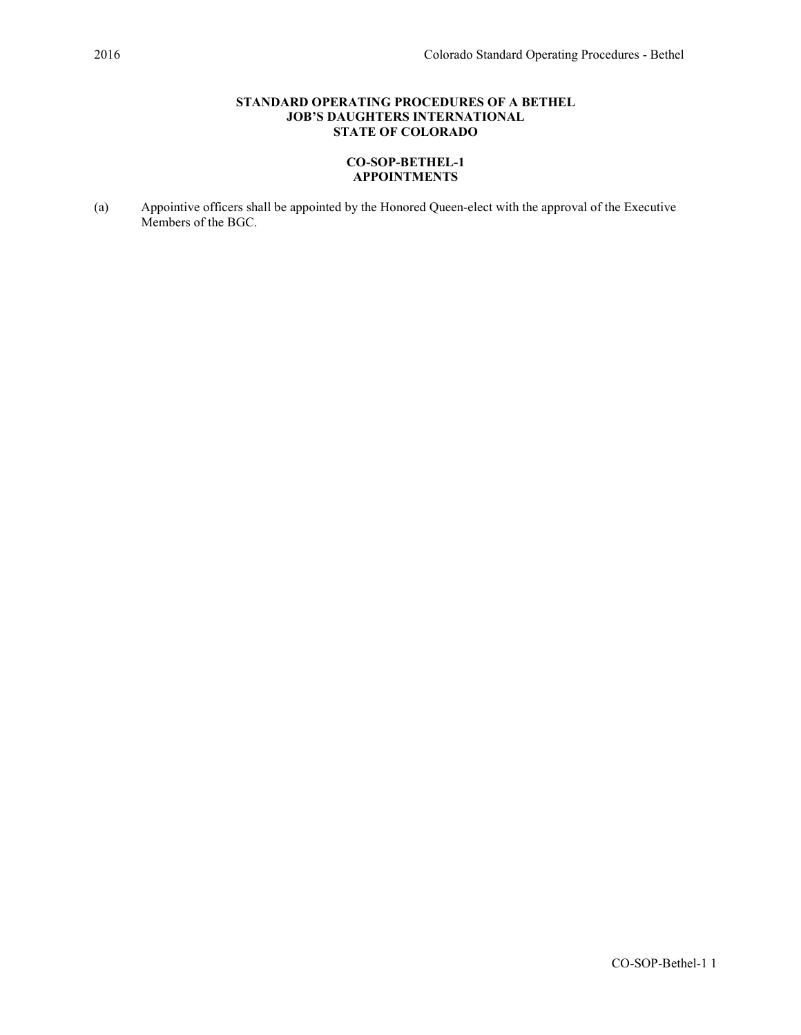# STANDARD OPERATING PROCEDURES OF A BETHEL
# JOB'S DAUGHTERS INTERNATIONAL
# STATE OF COLORADO

## CO-SOP-BETHEL-1
## APPOINTMENTS

(a) Appointive officers shall be appointed by the Honored Queen-elect with the approval of the Executive Members of the BGC.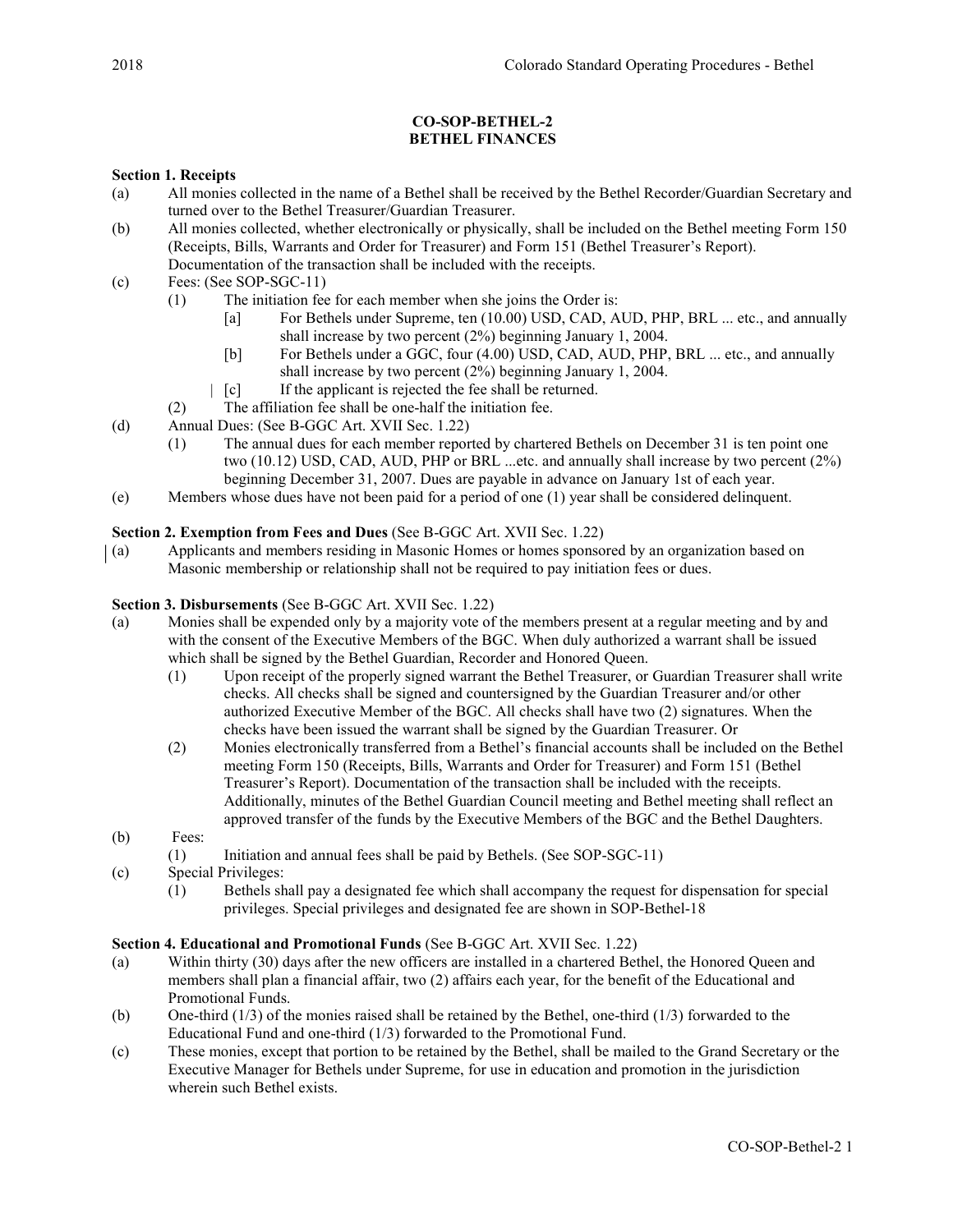# CO-SOP-BETHEL-2
# BETHEL FINANCES

**Section 1. Receipts**

(a) All monies collected in the name of a Bethel shall be received by the Bethel Recorder/Guardian Secretary and turned over to the Bethel Treasurer/Guardian Treasurer.

(b) All monies collected, whether electronically or physically, shall be included on the Bethel meeting Form 150 (Receipts, Bills, Warrants and Order for Treasurer) and Form 151 (Bethel Treasurer's Report). Documentation of the transaction shall be included with the receipts.

(c) Fees: (See SOP-SGC-11)

- (1) The initiation fee for each member when she joins the Order is:
  - [a] For Bethels under Supreme, ten (10.00) USD, CAD, AUD, PHP, BRL ... etc., and annually shall increase by two percent (2%) beginning January 1, 2004.
  - [b] For Bethels under a GGC, four (4.00) USD, CAD, AUD, PHP, BRL ... etc., and annually shall increase by two percent (2%) beginning January 1, 2004.
  - [c] If the applicant is rejected the fee shall be returned.
- (2) The affiliation fee shall be one-half the initiation fee.

(d) Annual Dues: (See B-GGC Art. XVII Sec. 1.22)

- (1) The annual dues for each member reported by chartered Bethels on December 31 is ten point one two (10.12) USD, CAD, AUD, PHP or BRL ...etc. and annually shall increase by two percent (2%) beginning December 31, 2007. Dues are payable in advance on January 1st of each year.

(e) Members whose dues have not been paid for a period of one (1) year shall be considered delinquent.

**Section 2. Exemption from Fees and Dues** (See B-GGC Art. XVII Sec. 1.22)

(a) Applicants and members residing in Masonic Homes or homes sponsored by an organization based on Masonic membership or relationship shall not be required to pay initiation fees or dues.

**Section 3. Disbursements** (See B-GGC Art. XVII Sec. 1.22)

(a) Monies shall be expended only by a majority vote of the members present at a regular meeting and by and with the consent of the Executive Members of the BGC. When duly authorized a warrant shall be issued which shall be signed by the Bethel Guardian, Recorder and Honored Queen.

- (1) Upon receipt of the properly signed warrant the Bethel Treasurer, or Guardian Treasurer shall write checks. All checks shall be signed and countersigned by the Guardian Treasurer and/or other authorized Executive Member of the BGC. All checks shall have two (2) signatures. When the checks have been issued the warrant shall be signed by the Guardian Treasurer. Or
- (2) Monies electronically transferred from a Bethel's financial accounts shall be included on the Bethel meeting Form 150 (Receipts, Bills, Warrants and Order for Treasurer) and Form 151 (Bethel Treasurer's Report). Documentation of the transaction shall be included with the receipts. Additionally, minutes of the Bethel Guardian Council meeting and Bethel meeting shall reflect an approved transfer of the funds by the Executive Members of the BGC and the Bethel Daughters.

(b) Fees:

- (1) Initiation and annual fees shall be paid by Bethels. (See SOP-SGC-11)

(c) Special Privileges:

- (1) Bethels shall pay a designated fee which shall accompany the request for dispensation for special privileges. Special privileges and designated fee are shown in SOP-Bethel-18

**Section 4. Educational and Promotional Funds** (See B-GGC Art. XVII Sec. 1.22)

(a) Within thirty (30) days after the new officers are installed in a chartered Bethel, the Honored Queen and members shall plan a financial affair, two (2) affairs each year, for the benefit of the Educational and Promotional Funds.

(b) One-third (1/3) of the monies raised shall be retained by the Bethel, one-third (1/3) forwarded to the Educational Fund and one-third (1/3) forwarded to the Promotional Fund.

(c) These monies, except that portion to be retained by the Bethel, shall be mailed to the Grand Secretary or the Executive Manager for Bethels under Supreme, for use in education and promotion in the jurisdiction wherein such Bethel exists.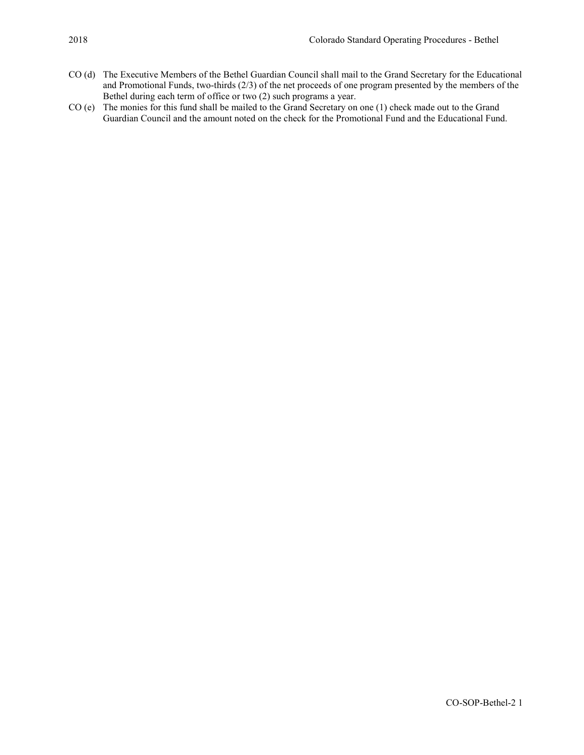CO (d) The Executive Members of the Bethel Guardian Council shall mail to the Grand Secretary for the Educational and Promotional Funds, two-thirds (2/3) of the net proceeds of one program presented by the members of the Bethel during each term of office or two (2) such programs a year.

CO (e) The monies for this fund shall be mailed to the Grand Secretary on one (1) check made out to the Grand Guardian Council and the amount noted on the check for the Promotional Fund and the Educational Fund.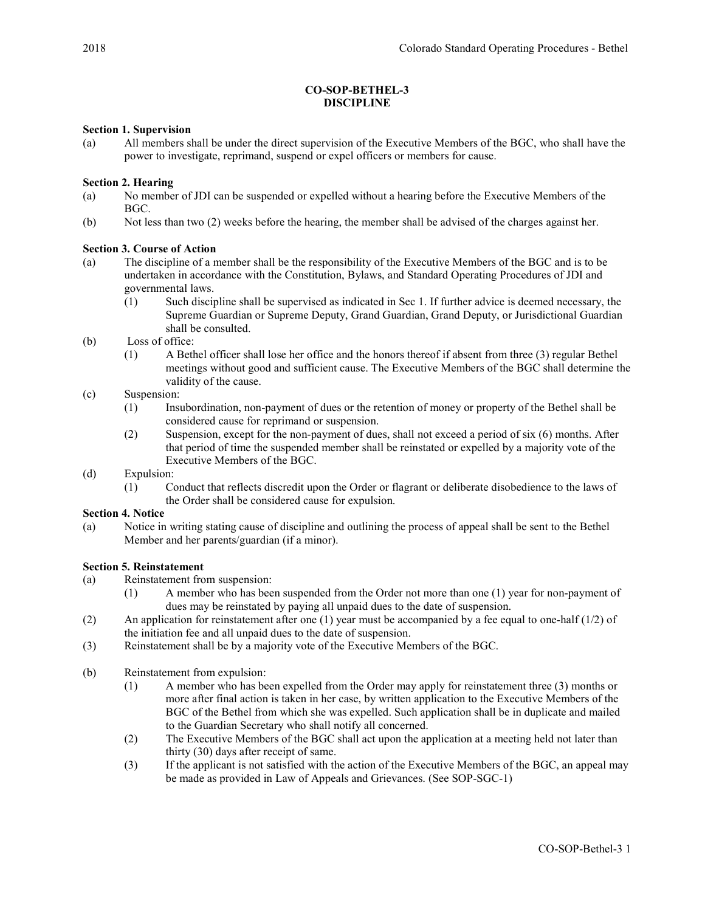# CO-SOP-BETHEL-3
# DISCIPLINE

**Section 1. Supervision**

(a) All members shall be under the direct supervision of the Executive Members of the BGC, who shall have the power to investigate, reprimand, suspend or expel officers or members for cause.

**Section 2. Hearing**

(a) No member of JDI can be suspended or expelled without a hearing before the Executive Members of the BGC.

(b) Not less than two (2) weeks before the hearing, the member shall be advised of the charges against her.

**Section 3. Course of Action**

(a) The discipline of a member shall be the responsibility of the Executive Members of the BGC and is to be undertaken in accordance with the Constitution, Bylaws, and Standard Operating Procedures of JDI and governmental laws.
   - (1) Such discipline shall be supervised as indicated in Sec 1. If further advice is deemed necessary, the Supreme Guardian or Supreme Deputy, Grand Guardian, Grand Deputy, or Jurisdictional Guardian shall be consulted.

(b) Loss of office:
   - (1) A Bethel officer shall lose her office and the honors thereof if absent from three (3) regular Bethel meetings without good and sufficient cause. The Executive Members of the BGC shall determine the validity of the cause.

(c) Suspension:
   - (1) Insubordination, non-payment of dues or the retention of money or property of the Bethel shall be considered cause for reprimand or suspension.
   - (2) Suspension, except for the non-payment of dues, shall not exceed a period of six (6) months. After that period of time the suspended member shall be reinstated or expelled by a majority vote of the Executive Members of the BGC.

(d) Expulsion:
   - (1) Conduct that reflects discredit upon the Order or flagrant or deliberate disobedience to the laws of the Order shall be considered cause for expulsion.

**Section 4. Notice**

(a) Notice in writing stating cause of discipline and outlining the process of appeal shall be sent to the Bethel Member and her parents/guardian (if a minor).

**Section 5. Reinstatement**

(a) Reinstatement from suspension:
   - (1) A member who has been suspended from the Order not more than one (1) year for non-payment of dues may be reinstated by paying all unpaid dues to the date of suspension.

(2) An application for reinstatement after one (1) year must be accompanied by a fee equal to one-half (1/2) of the initiation fee and all unpaid dues to the date of suspension.

(3) Reinstatement shall be by a majority vote of the Executive Members of the BGC.

(b) Reinstatement from expulsion:
   - (1) A member who has been expelled from the Order may apply for reinstatement three (3) months or more after final action is taken in her case, by written application to the Executive Members of the BGC of the Bethel from which she was expelled. Such application shall be in duplicate and mailed to the Guardian Secretary who shall notify all concerned.
   - (2) The Executive Members of the BGC shall act upon the application at a meeting held not later than thirty (30) days after receipt of same.
   - (3) If the applicant is not satisfied with the action of the Executive Members of the BGC, an appeal may be made as provided in Law of Appeals and Grievances. (See SOP-SGC-1)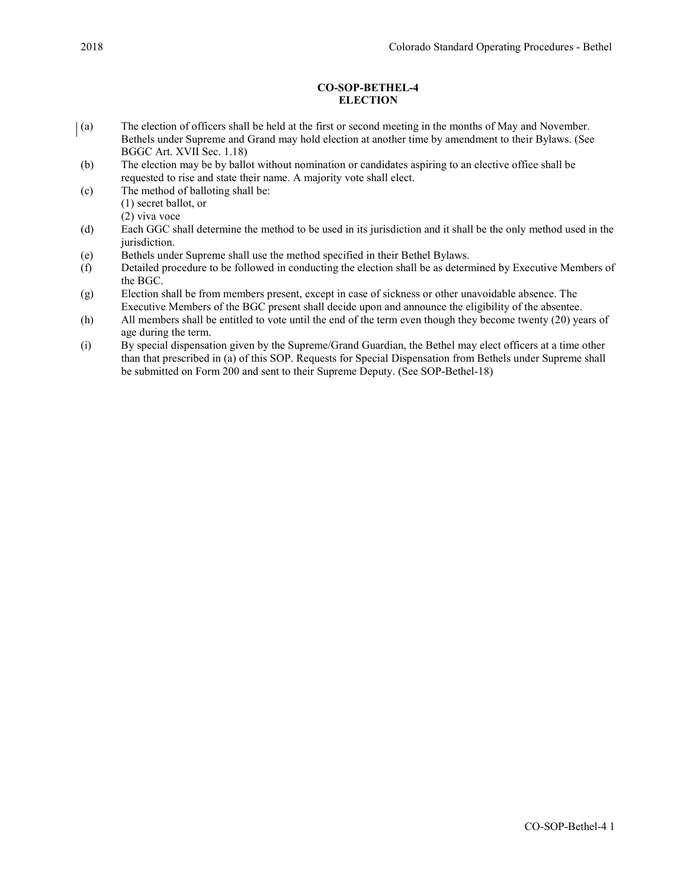## CO-SOP-BETHEL-4
## ELECTION

(a) The election of officers shall be held at the first or second meeting in the months of May and November. Bethels under Supreme and Grand may hold election at another time by amendment to their Bylaws. (See BGGC Art. XVII Sec. 1.18)

(b) The election may be by ballot without nomination or candidates aspiring to an elective office shall be requested to rise and state their name. A majority vote shall elect.

(c) The method of balloting shall be:
(1) secret ballot, or
(2) viva voce

(d) Each GGC shall determine the method to be used in its jurisdiction and it shall be the only method used in the jurisdiction.

(e) Bethels under Supreme shall use the method specified in their Bethel Bylaws.

(f) Detailed procedure to be followed in conducting the election shall be as determined by Executive Members of the BGC.

(g) Election shall be from members present, except in case of sickness or other unavoidable absence. The Executive Members of the BGC present shall decide upon and announce the eligibility of the absentee.

(h) All members shall be entitled to vote until the end of the term even though they become twenty (20) years of age during the term.

(i) By special dispensation given by the Supreme/Grand Guardian, the Bethel may elect officers at a time other than that prescribed in (a) of this SOP. Requests for Special Dispensation from Bethels under Supreme shall be submitted on Form 200 and sent to their Supreme Deputy. (See SOP-Bethel-18)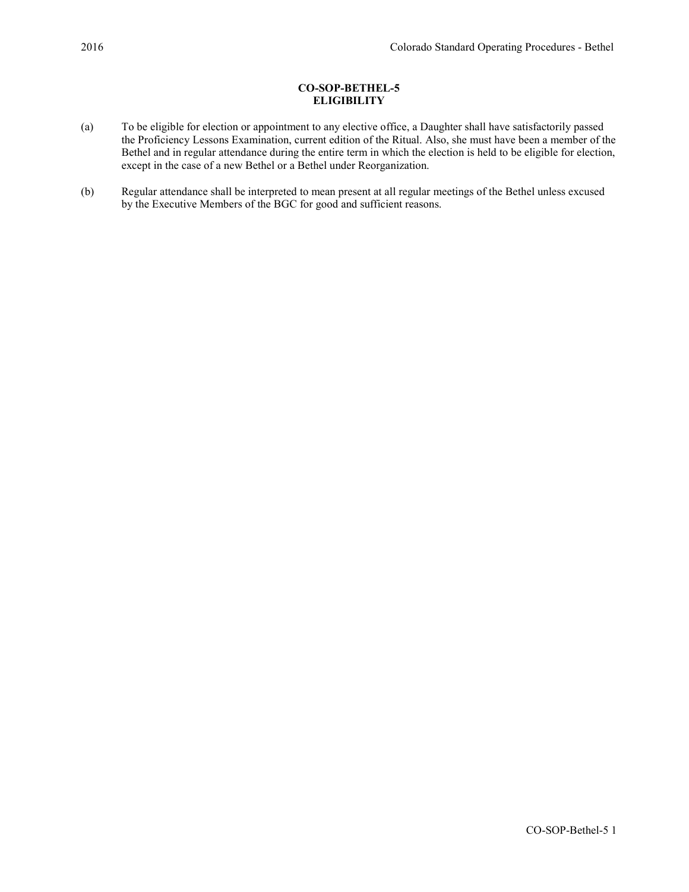## CO-SOP-BETHEL-5
## ELIGIBILITY

(a) To be eligible for election or appointment to any elective office, a Daughter shall have satisfactorily passed the Proficiency Lessons Examination, current edition of the Ritual. Also, she must have been a member of the Bethel and in regular attendance during the entire term in which the election is held to be eligible for election, except in the case of a new Bethel or a Bethel under Reorganization.

(b) Regular attendance shall be interpreted to mean present at all regular meetings of the Bethel unless excused by the Executive Members of the BGC for good and sufficient reasons.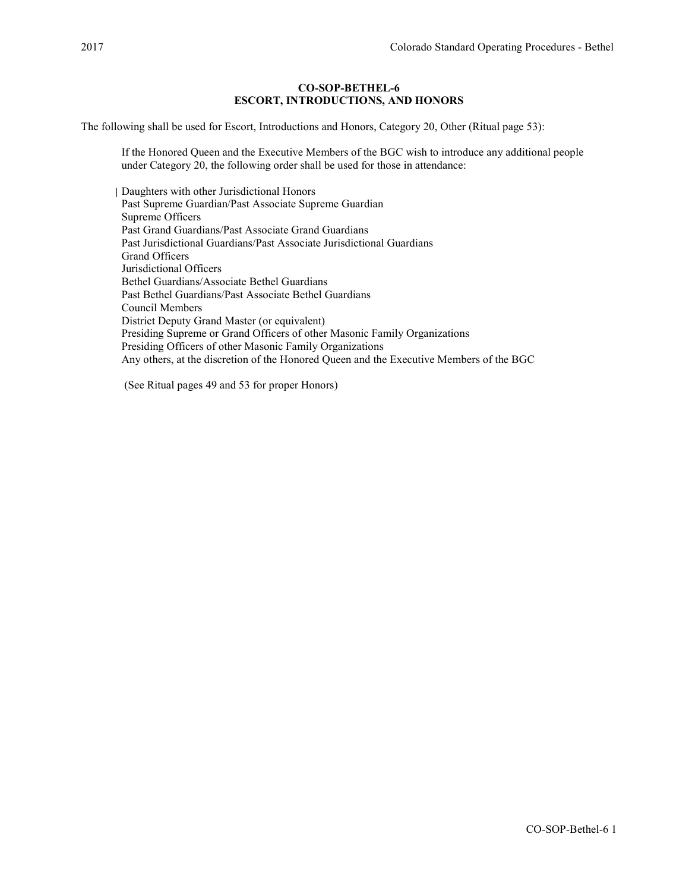**CO-SOP-BETHEL-6**
**ESCORT, INTRODUCTIONS, AND HONORS**

The following shall be used for Escort, Introductions and Honors, Category 20, Other (Ritual page 53):

> If the Honored Queen and the Executive Members of the BGC wish to introduce any additional people under Category 20, the following order shall be used for those in attendance:
>
> Daughters with other Jurisdictional Honors
> Past Supreme Guardian/Past Associate Supreme Guardian
> Supreme Officers
> Past Grand Guardians/Past Associate Grand Guardians
> Past Jurisdictional Guardians/Past Associate Jurisdictional Guardians
> Grand Officers
> Jurisdictional Officers
> Bethel Guardians/Associate Bethel Guardians
> Past Bethel Guardians/Past Associate Bethel Guardians
> Council Members
> District Deputy Grand Master (or equivalent)
> Presiding Supreme or Grand Officers of other Masonic Family Organizations
> Presiding Officers of other Masonic Family Organizations
> Any others, at the discretion of the Honored Queen and the Executive Members of the BGC
>
> (See Ritual pages 49 and 53 for proper Honors)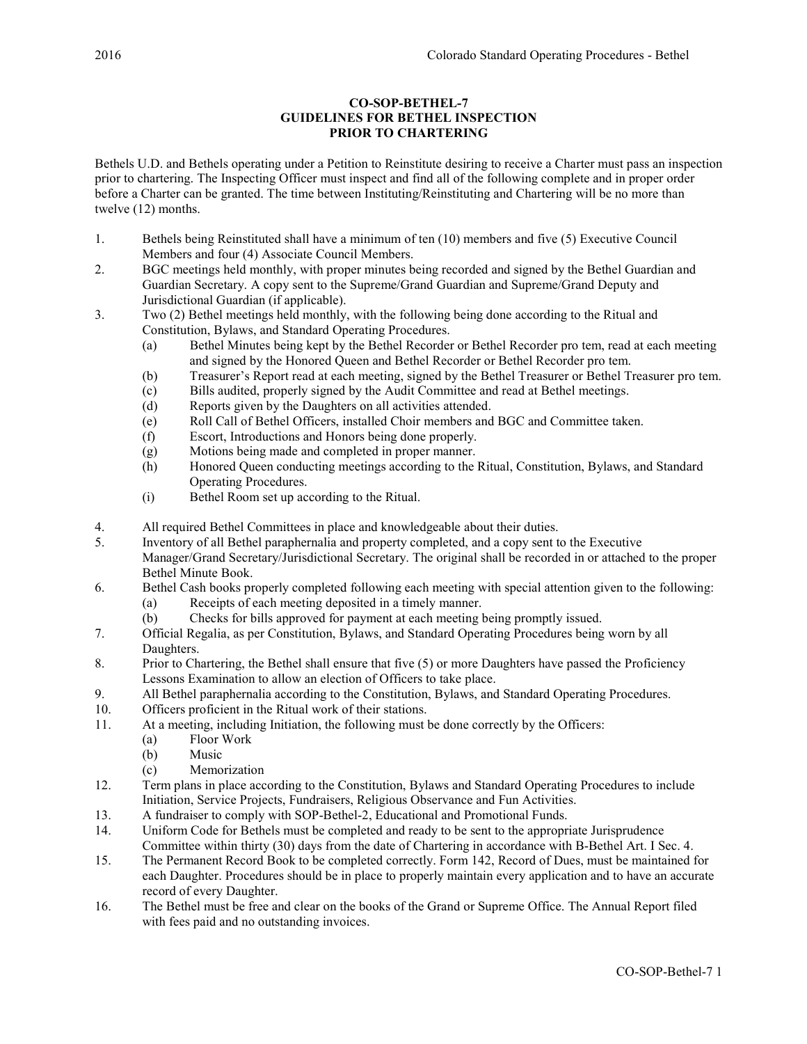# CO-SOP-BETHEL-7
## GUIDELINES FOR BETHEL INSPECTION
## PRIOR TO CHARTERING

Bethels U.D. and Bethels operating under a Petition to Reinstitute desiring to receive a Charter must pass an inspection prior to chartering. The Inspecting Officer must inspect and find all of the following complete and in proper order before a Charter can be granted. The time between Instituting/Reinstituting and Chartering will be no more than twelve (12) months.

1. Bethels being Reinstituted shall have a minimum of ten (10) members and five (5) Executive Council Members and four (4) Associate Council Members.
2. BGC meetings held monthly, with proper minutes being recorded and signed by the Bethel Guardian and Guardian Secretary. A copy sent to the Supreme/Grand Guardian and Supreme/Grand Deputy and Jurisdictional Guardian (if applicable).
3. Two (2) Bethel meetings held monthly, with the following being done according to the Ritual and Constitution, Bylaws, and Standard Operating Procedures.
   - (a) Bethel Minutes being kept by the Bethel Recorder or Bethel Recorder pro tem, read at each meeting and signed by the Honored Queen and Bethel Recorder or Bethel Recorder pro tem.
   - (b) Treasurer's Report read at each meeting, signed by the Bethel Treasurer or Bethel Treasurer pro tem.
   - (c) Bills audited, properly signed by the Audit Committee and read at Bethel meetings.
   - (d) Reports given by the Daughters on all activities attended.
   - (e) Roll Call of Bethel Officers, installed Choir members and BGC and Committee taken.
   - (f) Escort, Introductions and Honors being done properly.
   - (g) Motions being made and completed in proper manner.
   - (h) Honored Queen conducting meetings according to the Ritual, Constitution, Bylaws, and Standard Operating Procedures.
   - (i) Bethel Room set up according to the Ritual.
4. All required Bethel Committees in place and knowledgeable about their duties.
5. Inventory of all Bethel paraphernalia and property completed, and a copy sent to the Executive Manager/Grand Secretary/Jurisdictional Secretary. The original shall be recorded in or attached to the proper Bethel Minute Book.
6. Bethel Cash books properly completed following each meeting with special attention given to the following:
   - (a) Receipts of each meeting deposited in a timely manner.
   - (b) Checks for bills approved for payment at each meeting being promptly issued.
7. Official Regalia, as per Constitution, Bylaws, and Standard Operating Procedures being worn by all Daughters.
8. Prior to Chartering, the Bethel shall ensure that five (5) or more Daughters have passed the Proficiency Lessons Examination to allow an election of Officers to take place.
9. All Bethel paraphernalia according to the Constitution, Bylaws, and Standard Operating Procedures.
10. Officers proficient in the Ritual work of their stations.
11. At a meeting, including Initiation, the following must be done correctly by the Officers:
    - (a) Floor Work
    - (b) Music
    - (c) Memorization
12. Term plans in place according to the Constitution, Bylaws and Standard Operating Procedures to include Initiation, Service Projects, Fundraisers, Religious Observance and Fun Activities.
13. A fundraiser to comply with SOP-Bethel-2, Educational and Promotional Funds.
14. Uniform Code for Bethels must be completed and ready to be sent to the appropriate Jurisprudence Committee within thirty (30) days from the date of Chartering in accordance with B-Bethel Art. I Sec. 4.
15. The Permanent Record Book to be completed correctly. Form 142, Record of Dues, must be maintained for each Daughter. Procedures should be in place to properly maintain every application and to have an accurate record of every Daughter.
16. The Bethel must be free and clear on the books of the Grand or Supreme Office. The Annual Report filed with fees paid and no outstanding invoices.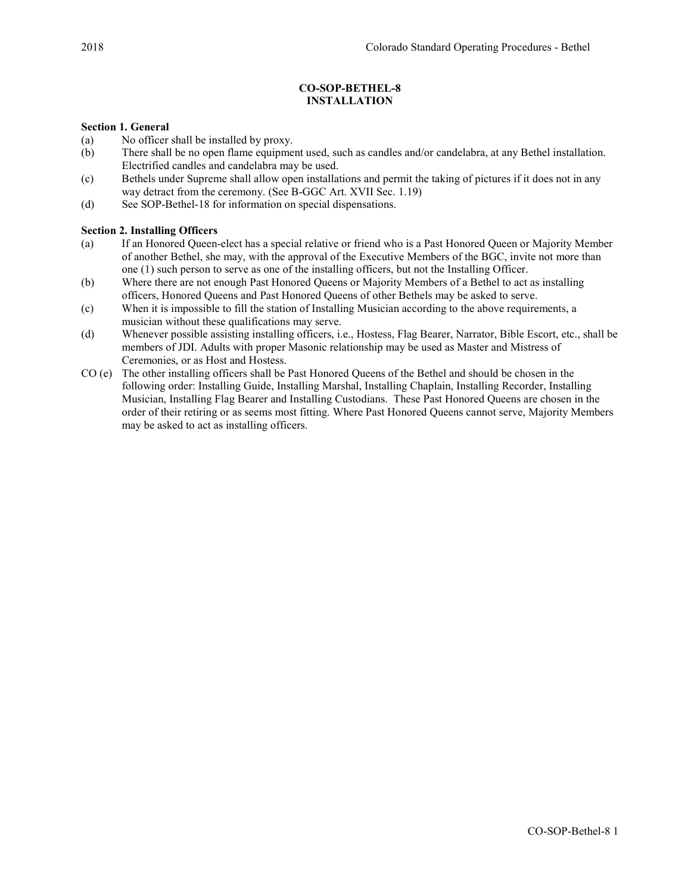**CO-SOP-BETHEL-8**
**INSTALLATION**

**Section 1. General**

(a) No officer shall be installed by proxy.

(b) There shall be no open flame equipment used, such as candles and/or candelabra, at any Bethel installation. Electrified candles and candelabra may be used.

(c) Bethels under Supreme shall allow open installations and permit the taking of pictures if it does not in any way detract from the ceremony. (See B-GGC Art. XVII Sec. 1.19)

(d) See SOP-Bethel-18 for information on special dispensations.

**Section 2. Installing Officers**

(a) If an Honored Queen-elect has a special relative or friend who is a Past Honored Queen or Majority Member of another Bethel, she may, with the approval of the Executive Members of the BGC, invite not more than one (1) such person to serve as one of the installing officers, but not the Installing Officer.

(b) Where there are not enough Past Honored Queens or Majority Members of a Bethel to act as installing officers, Honored Queens and Past Honored Queens of other Bethels may be asked to serve.

(c) When it is impossible to fill the station of Installing Musician according to the above requirements, a musician without these qualifications may serve.

(d) Whenever possible assisting installing officers, i.e., Hostess, Flag Bearer, Narrator, Bible Escort, etc., shall be members of JDI. Adults with proper Masonic relationship may be used as Master and Mistress of Ceremonies, or as Host and Hostess.

CO (e) The other installing officers shall be Past Honored Queens of the Bethel and should be chosen in the following order: Installing Guide, Installing Marshal, Installing Chaplain, Installing Recorder, Installing Musician, Installing Flag Bearer and Installing Custodians. These Past Honored Queens are chosen in the order of their retiring or as seems most fitting. Where Past Honored Queens cannot serve, Majority Members may be asked to act as installing officers.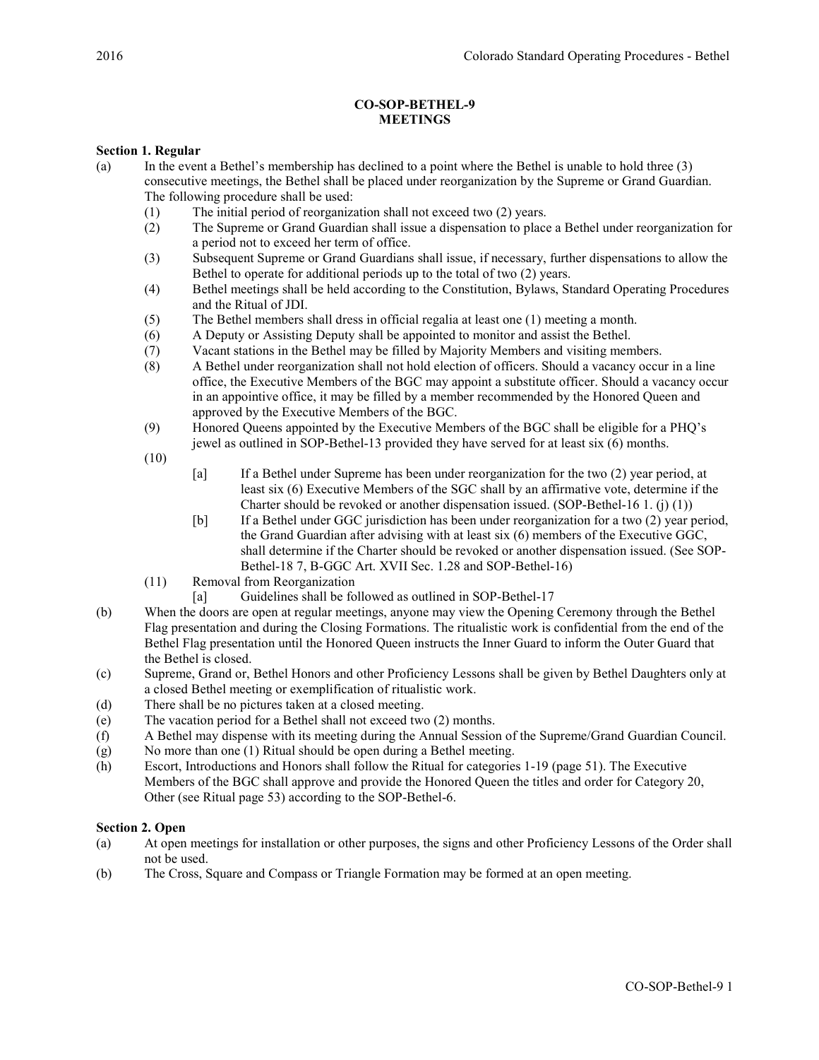## CO-SOP-BETHEL-9
## MEETINGS

**Section 1. Regular**

(a) In the event a Bethel's membership has declined to a point where the Bethel is unable to hold three (3) consecutive meetings, the Bethel shall be placed under reorganization by the Supreme or Grand Guardian. The following procedure shall be used:

  (1) The initial period of reorganization shall not exceed two (2) years.

  (2) The Supreme or Grand Guardian shall issue a dispensation to place a Bethel under reorganization for a period not to exceed her term of office.

  (3) Subsequent Supreme or Grand Guardians shall issue, if necessary, further dispensations to allow the Bethel to operate for additional periods up to the total of two (2) years.

  (4) Bethel meetings shall be held according to the Constitution, Bylaws, Standard Operating Procedures and the Ritual of JDI.

  (5) The Bethel members shall dress in official regalia at least one (1) meeting a month.

  (6) A Deputy or Assisting Deputy shall be appointed to monitor and assist the Bethel.

  (7) Vacant stations in the Bethel may be filled by Majority Members and visiting members.

  (8) A Bethel under reorganization shall not hold election of officers. Should a vacancy occur in a line office, the Executive Members of the BGC may appoint a substitute officer. Should a vacancy occur in an appointive office, it may be filled by a member recommended by the Honored Queen and approved by the Executive Members of the BGC.

  (9) Honored Queens appointed by the Executive Members of the BGC shall be eligible for a PHQ's jewel as outlined in SOP-Bethel-13 provided they have served for at least six (6) months.

  (10)

    [a] If a Bethel under Supreme has been under reorganization for the two (2) year period, at least six (6) Executive Members of the SGC shall by an affirmative vote, determine if the Charter should be revoked or another dispensation issued. (SOP-Bethel-16 1. (j) (1))

    [b] If a Bethel under GGC jurisdiction has been under reorganization for a two (2) year period, the Grand Guardian after advising with at least six (6) members of the Executive GGC, shall determine if the Charter should be revoked or another dispensation issued. (See SOP-Bethel-18 7, B-GGC Art. XVII Sec. 1.28 and SOP-Bethel-16)

  (11) Removal from Reorganization

    [a] Guidelines shall be followed as outlined in SOP-Bethel-17

(b) When the doors are open at regular meetings, anyone may view the Opening Ceremony through the Bethel Flag presentation and during the Closing Formations. The ritualistic work is confidential from the end of the Bethel Flag presentation until the Honored Queen instructs the Inner Guard to inform the Outer Guard that the Bethel is closed.

(c) Supreme, Grand or, Bethel Honors and other Proficiency Lessons shall be given by Bethel Daughters only at a closed Bethel meeting or exemplification of ritualistic work.

(d) There shall be no pictures taken at a closed meeting.

(e) The vacation period for a Bethel shall not exceed two (2) months.

(f) A Bethel may dispense with its meeting during the Annual Session of the Supreme/Grand Guardian Council.

(g) No more than one (1) Ritual should be open during a Bethel meeting.

(h) Escort, Introductions and Honors shall follow the Ritual for categories 1-19 (page 51). The Executive Members of the BGC shall approve and provide the Honored Queen the titles and order for Category 20, Other (see Ritual page 53) according to the SOP-Bethel-6.

**Section 2. Open**

(a) At open meetings for installation or other purposes, the signs and other Proficiency Lessons of the Order shall not be used.

(b) The Cross, Square and Compass or Triangle Formation may be formed at an open meeting.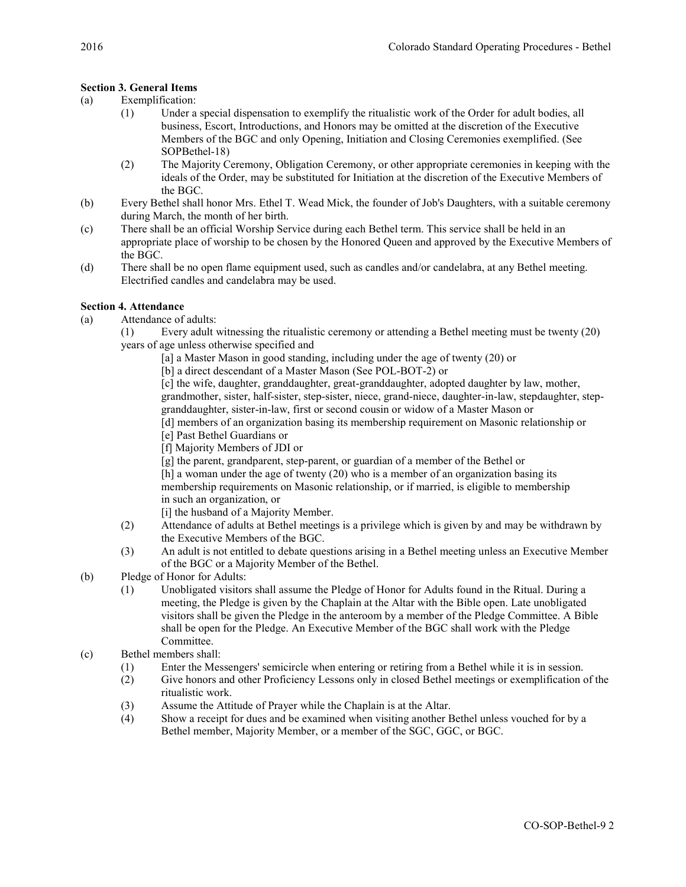**Section 3. General Items**

(a) Exemplification:

  (1) Under a special dispensation to exemplify the ritualistic work of the Order for adult bodies, all business, Escort, Introductions, and Honors may be omitted at the discretion of the Executive Members of the BGC and only Opening, Initiation and Closing Ceremonies exemplified. (See SOPBethel-18)

  (2) The Majority Ceremony, Obligation Ceremony, or other appropriate ceremonies in keeping with the ideals of the Order, may be substituted for Initiation at the discretion of the Executive Members of the BGC.

(b) Every Bethel shall honor Mrs. Ethel T. Wead Mick, the founder of Job's Daughters, with a suitable ceremony during March, the month of her birth.

(c) There shall be an official Worship Service during each Bethel term. This service shall be held in an appropriate place of worship to be chosen by the Honored Queen and approved by the Executive Members of the BGC.

(d) There shall be no open flame equipment used, such as candles and/or candelabra, at any Bethel meeting. Electrified candles and candelabra may be used.

**Section 4. Attendance**

(a) Attendance of adults:

  (1) Every adult witnessing the ritualistic ceremony or attending a Bethel meeting must be twenty (20) years of age unless otherwise specified and

    [a] a Master Mason in good standing, including under the age of twenty (20) or

    [b] a direct descendant of a Master Mason (See POL-BOT-2) or

    [c] the wife, daughter, granddaughter, great-granddaughter, adopted daughter by law, mother, grandmother, sister, half-sister, step-sister, niece, grand-niece, daughter-in-law, stepdaughter, step-granddaughter, sister-in-law, first or second cousin or widow of a Master Mason or

    [d] members of an organization basing its membership requirement on Masonic relationship or

    [e] Past Bethel Guardians or

    [f] Majority Members of JDI or

    [g] the parent, grandparent, step-parent, or guardian of a member of the Bethel or

    [h] a woman under the age of twenty (20) who is a member of an organization basing its membership requirements on Masonic relationship, or if married, is eligible to membership in such an organization, or

    [i] the husband of a Majority Member.

  (2) Attendance of adults at Bethel meetings is a privilege which is given by and may be withdrawn by the Executive Members of the BGC.

  (3) An adult is not entitled to debate questions arising in a Bethel meeting unless an Executive Member of the BGC or a Majority Member of the Bethel.

(b) Pledge of Honor for Adults:

  (1) Unobligated visitors shall assume the Pledge of Honor for Adults found in the Ritual. During a meeting, the Pledge is given by the Chaplain at the Altar with the Bible open. Late unobligated visitors shall be given the Pledge in the anteroom by a member of the Pledge Committee. A Bible shall be open for the Pledge. An Executive Member of the BGC shall work with the Pledge Committee.

(c) Bethel members shall:

  (1) Enter the Messengers' semicircle when entering or retiring from a Bethel while it is in session.

  (2) Give honors and other Proficiency Lessons only in closed Bethel meetings or exemplification of the ritualistic work.

  (3) Assume the Attitude of Prayer while the Chaplain is at the Altar.

  (4) Show a receipt for dues and be examined when visiting another Bethel unless vouched for by a Bethel member, Majority Member, or a member of the SGC, GGC, or BGC.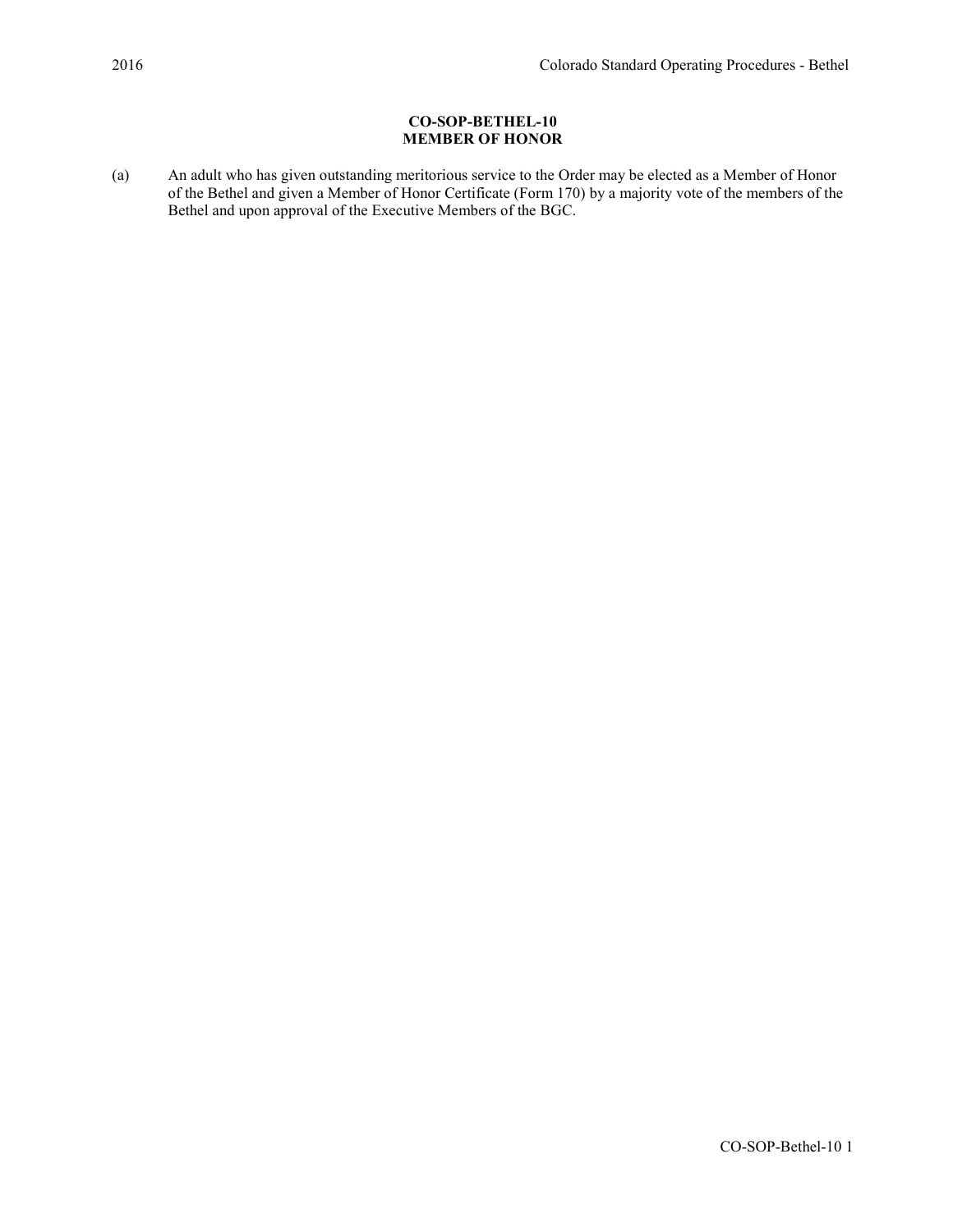**CO-SOP-BETHEL-10**
**MEMBER OF HONOR**

(a) An adult who has given outstanding meritorious service to the Order may be elected as a Member of Honor of the Bethel and given a Member of Honor Certificate (Form 170) by a majority vote of the members of the Bethel and upon approval of the Executive Members of the BGC.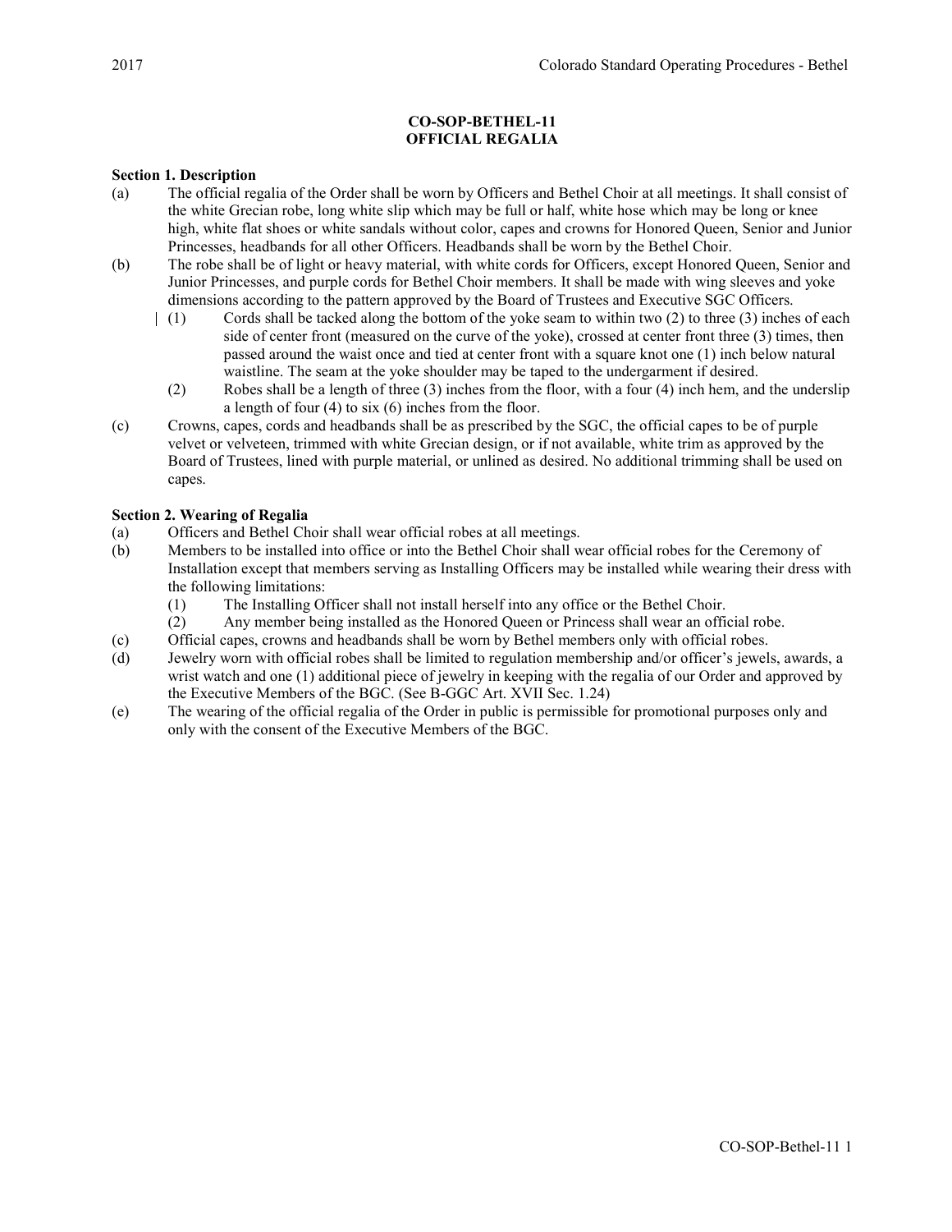## CO-SOP-BETHEL-11
## OFFICIAL REGALIA

**Section 1. Description**

(a) The official regalia of the Order shall be worn by Officers and Bethel Choir at all meetings. It shall consist of the white Grecian robe, long white slip which may be full or half, white hose which may be long or knee high, white flat shoes or white sandals without color, capes and crowns for Honored Queen, Senior and Junior Princesses, headbands for all other Officers. Headbands shall be worn by the Bethel Choir.

(b) The robe shall be of light or heavy material, with white cords for Officers, except Honored Queen, Senior and Junior Princesses, and purple cords for Bethel Choir members. It shall be made with wing sleeves and yoke dimensions according to the pattern approved by the Board of Trustees and Executive SGC Officers.

  (1) Cords shall be tacked along the bottom of the yoke seam to within two (2) to three (3) inches of each side of center front (measured on the curve of the yoke), crossed at center front three (3) times, then passed around the waist once and tied at center front with a square knot one (1) inch below natural waistline. The seam at the yoke shoulder may be taped to the undergarment if desired.

  (2) Robes shall be a length of three (3) inches from the floor, with a four (4) inch hem, and the underslip a length of four (4) to six (6) inches from the floor.

(c) Crowns, capes, cords and headbands shall be as prescribed by the SGC, the official capes to be of purple velvet or velveteen, trimmed with white Grecian design, or if not available, white trim as approved by the Board of Trustees, lined with purple material, or unlined as desired. No additional trimming shall be used on capes.

**Section 2. Wearing of Regalia**

(a) Officers and Bethel Choir shall wear official robes at all meetings.

(b) Members to be installed into office or into the Bethel Choir shall wear official robes for the Ceremony of Installation except that members serving as Installing Officers may be installed while wearing their dress with the following limitations:

  (1) The Installing Officer shall not install herself into any office or the Bethel Choir.

  (2) Any member being installed as the Honored Queen or Princess shall wear an official robe.

(c) Official capes, crowns and headbands shall be worn by Bethel members only with official robes.

(d) Jewelry worn with official robes shall be limited to regulation membership and/or officer's jewels, awards, a wrist watch and one (1) additional piece of jewelry in keeping with the regalia of our Order and approved by the Executive Members of the BGC. (See B-GGC Art. XVII Sec. 1.24)

(e) The wearing of the official regalia of the Order in public is permissible for promotional purposes only and only with the consent of the Executive Members of the BGC.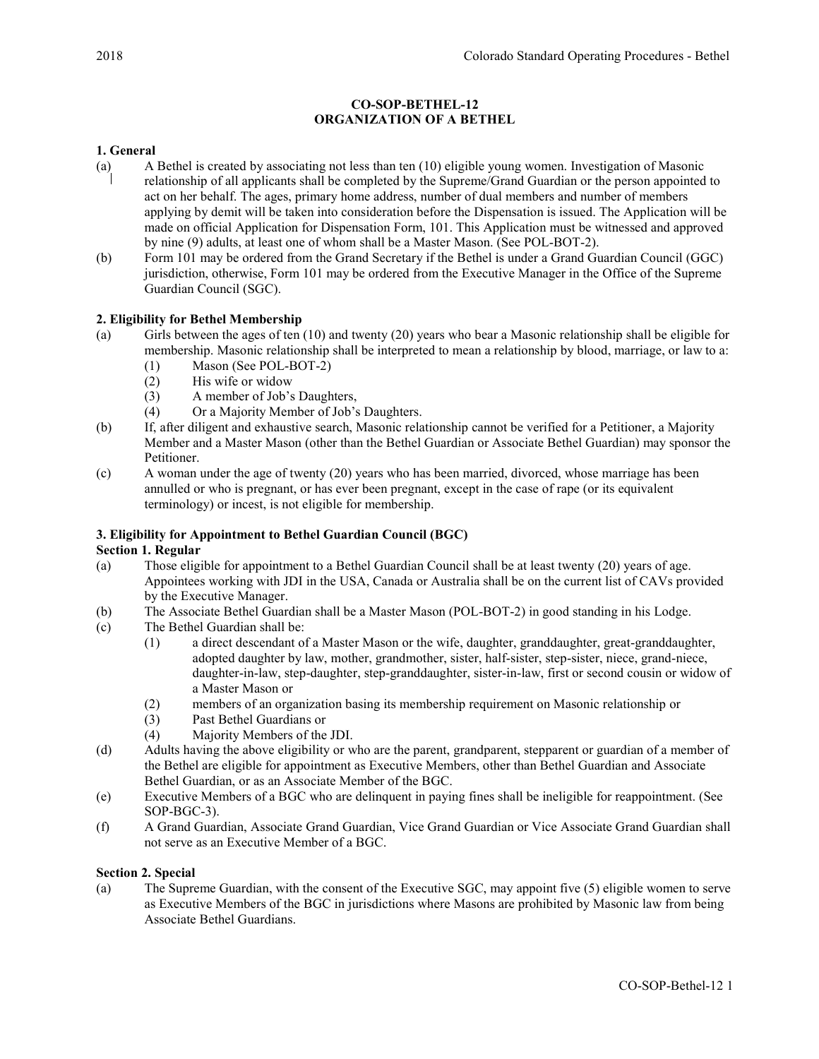## CO-SOP-BETHEL-12
## ORGANIZATION OF A BETHEL

### 1. General

(a) A Bethel is created by associating not less than ten (10) eligible young women. Investigation of Masonic relationship of all applicants shall be completed by the Supreme/Grand Guardian or the person appointed to act on her behalf. The ages, primary home address, number of dual members and number of members applying by demit will be taken into consideration before the Dispensation is issued. The Application will be made on official Application for Dispensation Form, 101. This Application must be witnessed and approved by nine (9) adults, at least one of whom shall be a Master Mason. (See POL-BOT-2).

(b) Form 101 may be ordered from the Grand Secretary if the Bethel is under a Grand Guardian Council (GGC) jurisdiction, otherwise, Form 101 may be ordered from the Executive Manager in the Office of the Supreme Guardian Council (SGC).

### 2. Eligibility for Bethel Membership

(a) Girls between the ages of ten (10) and twenty (20) years who bear a Masonic relationship shall be eligible for membership. Masonic relationship shall be interpreted to mean a relationship by blood, marriage, or law to a:
   (1) Mason (See POL-BOT-2)
   (2) His wife or widow
   (3) A member of Job's Daughters,
   (4) Or a Majority Member of Job's Daughters.

(b) If, after diligent and exhaustive search, Masonic relationship cannot be verified for a Petitioner, a Majority Member and a Master Mason (other than the Bethel Guardian or Associate Bethel Guardian) may sponsor the Petitioner.

(c) A woman under the age of twenty (20) years who has been married, divorced, whose marriage has been annulled or who is pregnant, or has ever been pregnant, except in the case of rape (or its equivalent terminology) or incest, is not eligible for membership.

### 3. Eligibility for Appointment to Bethel Guardian Council (BGC)

#### Section 1. Regular

(a) Those eligible for appointment to a Bethel Guardian Council shall be at least twenty (20) years of age. Appointees working with JDI in the USA, Canada or Australia shall be on the current list of CAVs provided by the Executive Manager.

(b) The Associate Bethel Guardian shall be a Master Mason (POL-BOT-2) in good standing in his Lodge.

(c) The Bethel Guardian shall be:
   (1) a direct descendant of a Master Mason or the wife, daughter, granddaughter, great-granddaughter, adopted daughter by law, mother, grandmother, sister, half-sister, step-sister, niece, grand-niece, daughter-in-law, step-daughter, step-granddaughter, sister-in-law, first or second cousin or widow of a Master Mason or
   (2) members of an organization basing its membership requirement on Masonic relationship or
   (3) Past Bethel Guardians or
   (4) Majority Members of the JDI.

(d) Adults having the above eligibility or who are the parent, grandparent, stepparent or guardian of a member of the Bethel are eligible for appointment as Executive Members, other than Bethel Guardian and Associate Bethel Guardian, or as an Associate Member of the BGC.

(e) Executive Members of a BGC who are delinquent in paying fines shall be ineligible for reappointment. (See SOP-BGC-3).

(f) A Grand Guardian, Associate Grand Guardian, Vice Grand Guardian or Vice Associate Grand Guardian shall not serve as an Executive Member of a BGC.

#### Section 2. Special

(a) The Supreme Guardian, with the consent of the Executive SGC, may appoint five (5) eligible women to serve as Executive Members of the BGC in jurisdictions where Masons are prohibited by Masonic law from being Associate Bethel Guardians.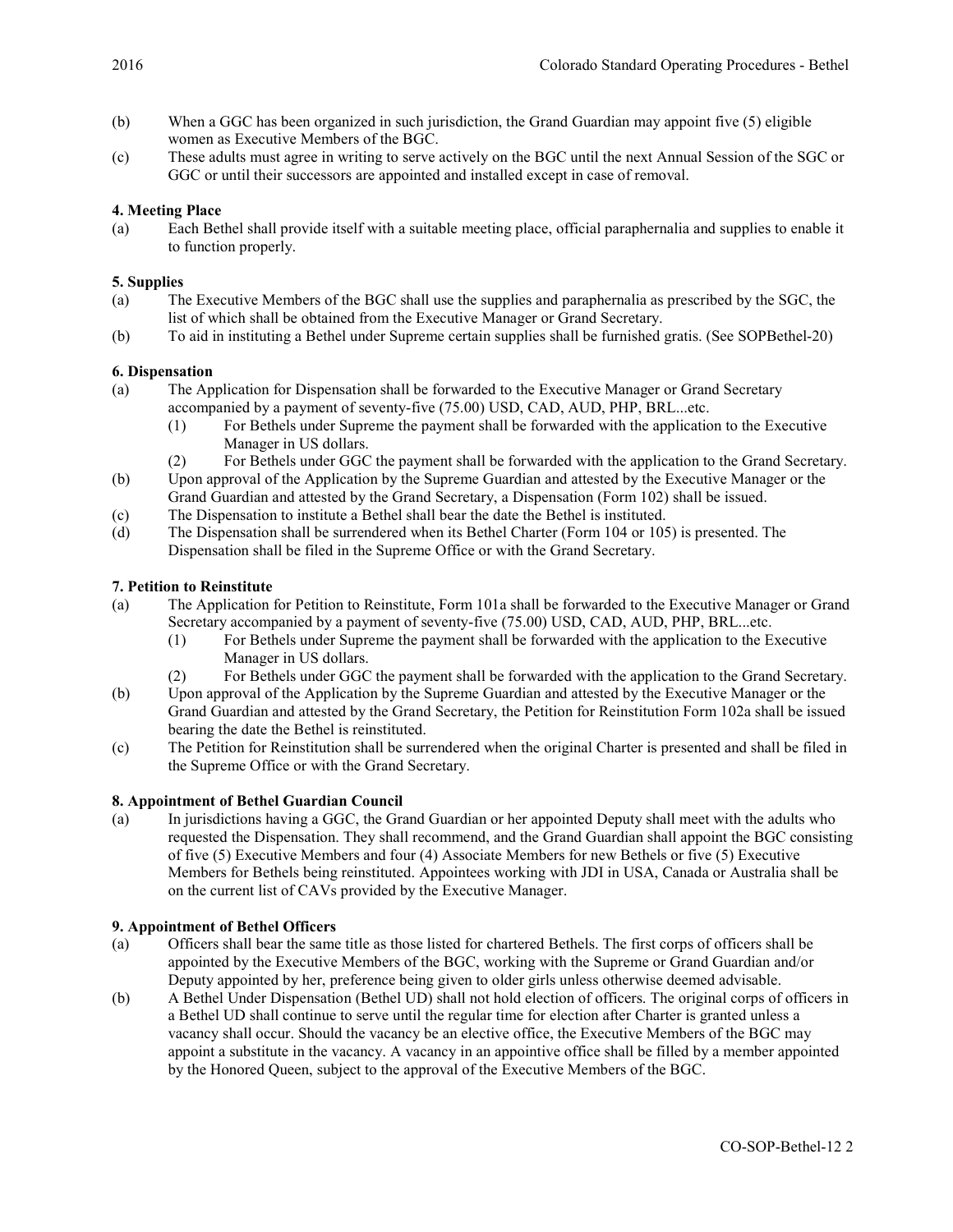(b) When a GGC has been organized in such jurisdiction, the Grand Guardian may appoint five (5) eligible women as Executive Members of the BGC.

(c) These adults must agree in writing to serve actively on the BGC until the next Annual Session of the SGC or GGC or until their successors are appointed and installed except in case of removal.

**4. Meeting Place**

(a) Each Bethel shall provide itself with a suitable meeting place, official paraphernalia and supplies to enable it to function properly.

**5. Supplies**

(a) The Executive Members of the BGC shall use the supplies and paraphernalia as prescribed by the SGC, the list of which shall be obtained from the Executive Manager or Grand Secretary.

(b) To aid in instituting a Bethel under Supreme certain supplies shall be furnished gratis. (See SOPBethel-20)

**6. Dispensation**

(a) The Application for Dispensation shall be forwarded to the Executive Manager or Grand Secretary accompanied by a payment of seventy-five (75.00) USD, CAD, AUD, PHP, BRL...etc.

  (1) For Bethels under Supreme the payment shall be forwarded with the application to the Executive Manager in US dollars.

  (2) For Bethels under GGC the payment shall be forwarded with the application to the Grand Secretary.

(b) Upon approval of the Application by the Supreme Guardian and attested by the Executive Manager or the Grand Guardian and attested by the Grand Secretary, a Dispensation (Form 102) shall be issued.

(c) The Dispensation to institute a Bethel shall bear the date the Bethel is instituted.

(d) The Dispensation shall be surrendered when its Bethel Charter (Form 104 or 105) is presented. The Dispensation shall be filed in the Supreme Office or with the Grand Secretary.

**7. Petition to Reinstitute**

(a) The Application for Petition to Reinstitute, Form 101a shall be forwarded to the Executive Manager or Grand Secretary accompanied by a payment of seventy-five (75.00) USD, CAD, AUD, PHP, BRL...etc.

  (1) For Bethels under Supreme the payment shall be forwarded with the application to the Executive Manager in US dollars.

  (2) For Bethels under GGC the payment shall be forwarded with the application to the Grand Secretary.

(b) Upon approval of the Application by the Supreme Guardian and attested by the Executive Manager or the Grand Guardian and attested by the Grand Secretary, the Petition for Reinstitution Form 102a shall be issued bearing the date the Bethel is reinstituted.

(c) The Petition for Reinstitution shall be surrendered when the original Charter is presented and shall be filed in the Supreme Office or with the Grand Secretary.

**8. Appointment of Bethel Guardian Council**

(a) In jurisdictions having a GGC, the Grand Guardian or her appointed Deputy shall meet with the adults who requested the Dispensation. They shall recommend, and the Grand Guardian shall appoint the BGC consisting of five (5) Executive Members and four (4) Associate Members for new Bethels or five (5) Executive Members for Bethels being reinstituted. Appointees working with JDI in USA, Canada or Australia shall be on the current list of CAVs provided by the Executive Manager.

**9. Appointment of Bethel Officers**

(a) Officers shall bear the same title as those listed for chartered Bethels. The first corps of officers shall be appointed by the Executive Members of the BGC, working with the Supreme or Grand Guardian and/or Deputy appointed by her, preference being given to older girls unless otherwise deemed advisable.

(b) A Bethel Under Dispensation (Bethel UD) shall not hold election of officers. The original corps of officers in a Bethel UD shall continue to serve until the regular time for election after Charter is granted unless a vacancy shall occur. Should the vacancy be an elective office, the Executive Members of the BGC may appoint a substitute in the vacancy. A vacancy in an appointive office shall be filled by a member appointed by the Honored Queen, subject to the approval of the Executive Members of the BGC.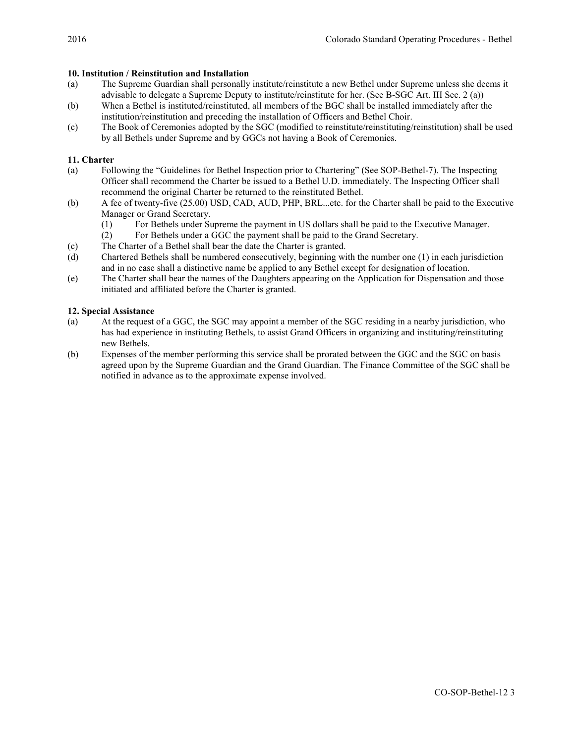**10. Institution / Reinstitution and Installation**

(a) The Supreme Guardian shall personally institute/reinstitute a new Bethel under Supreme unless she deems it advisable to delegate a Supreme Deputy to institute/reinstitute for her. (See B-SGC Art. III Sec. 2 (a))

(b) When a Bethel is instituted/reinstituted, all members of the BGC shall be installed immediately after the institution/reinstitution and preceding the installation of Officers and Bethel Choir.

(c) The Book of Ceremonies adopted by the SGC (modified to reinstitute/reinstituting/reinstitution) shall be used by all Bethels under Supreme and by GGCs not having a Book of Ceremonies.

**11. Charter**

(a) Following the "Guidelines for Bethel Inspection prior to Chartering" (See SOP-Bethel-7). The Inspecting Officer shall recommend the Charter be issued to a Bethel U.D. immediately. The Inspecting Officer shall recommend the original Charter be returned to the reinstituted Bethel.

(b) A fee of twenty-five (25.00) USD, CAD, AUD, PHP, BRL...etc. for the Charter shall be paid to the Executive Manager or Grand Secretary.
   (1) For Bethels under Supreme the payment in US dollars shall be paid to the Executive Manager.
   (2) For Bethels under a GGC the payment shall be paid to the Grand Secretary.

(c) The Charter of a Bethel shall bear the date the Charter is granted.

(d) Chartered Bethels shall be numbered consecutively, beginning with the number one (1) in each jurisdiction and in no case shall a distinctive name be applied to any Bethel except for designation of location.

(e) The Charter shall bear the names of the Daughters appearing on the Application for Dispensation and those initiated and affiliated before the Charter is granted.

**12. Special Assistance**

(a) At the request of a GGC, the SGC may appoint a member of the SGC residing in a nearby jurisdiction, who has had experience in instituting Bethels, to assist Grand Officers in organizing and instituting/reinstituting new Bethels.

(b) Expenses of the member performing this service shall be prorated between the GGC and the SGC on basis agreed upon by the Supreme Guardian and the Grand Guardian. The Finance Committee of the SGC shall be notified in advance as to the approximate expense involved.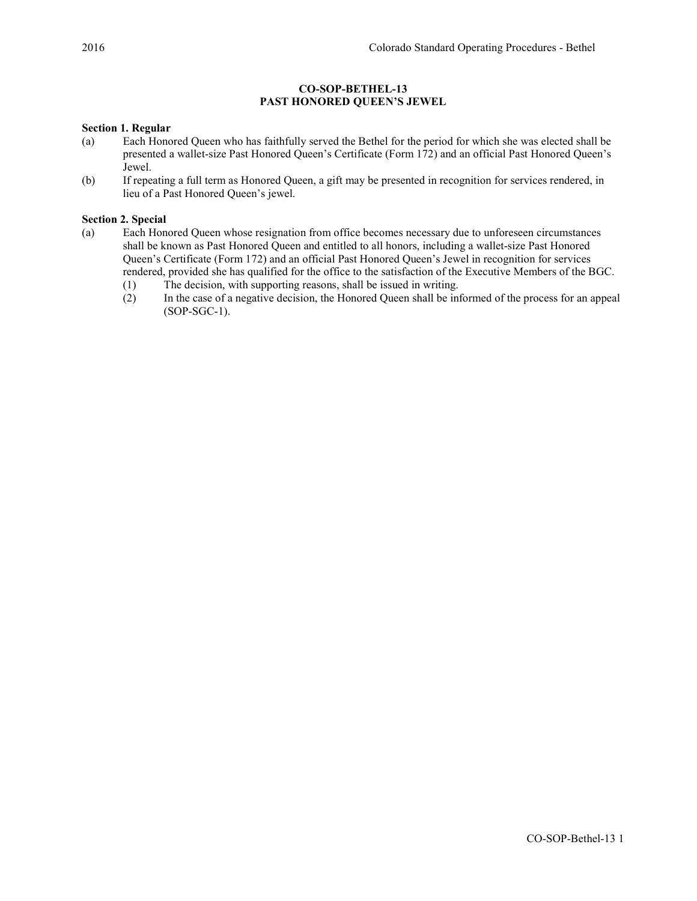# CO-SOP-BETHEL-13
# PAST HONORED QUEEN'S JEWEL

**Section 1. Regular**

(a) Each Honored Queen who has faithfully served the Bethel for the period for which she was elected shall be presented a wallet-size Past Honored Queen's Certificate (Form 172) and an official Past Honored Queen's Jewel.

(b) If repeating a full term as Honored Queen, a gift may be presented in recognition for services rendered, in lieu of a Past Honored Queen's jewel.

**Section 2. Special**

(a) Each Honored Queen whose resignation from office becomes necessary due to unforeseen circumstances shall be known as Past Honored Queen and entitled to all honors, including a wallet-size Past Honored Queen's Certificate (Form 172) and an official Past Honored Queen's Jewel in recognition for services rendered, provided she has qualified for the office to the satisfaction of the Executive Members of the BGC.

  (1) The decision, with supporting reasons, shall be issued in writing.

  (2) In the case of a negative decision, the Honored Queen shall be informed of the process for an appeal (SOP-SGC-1).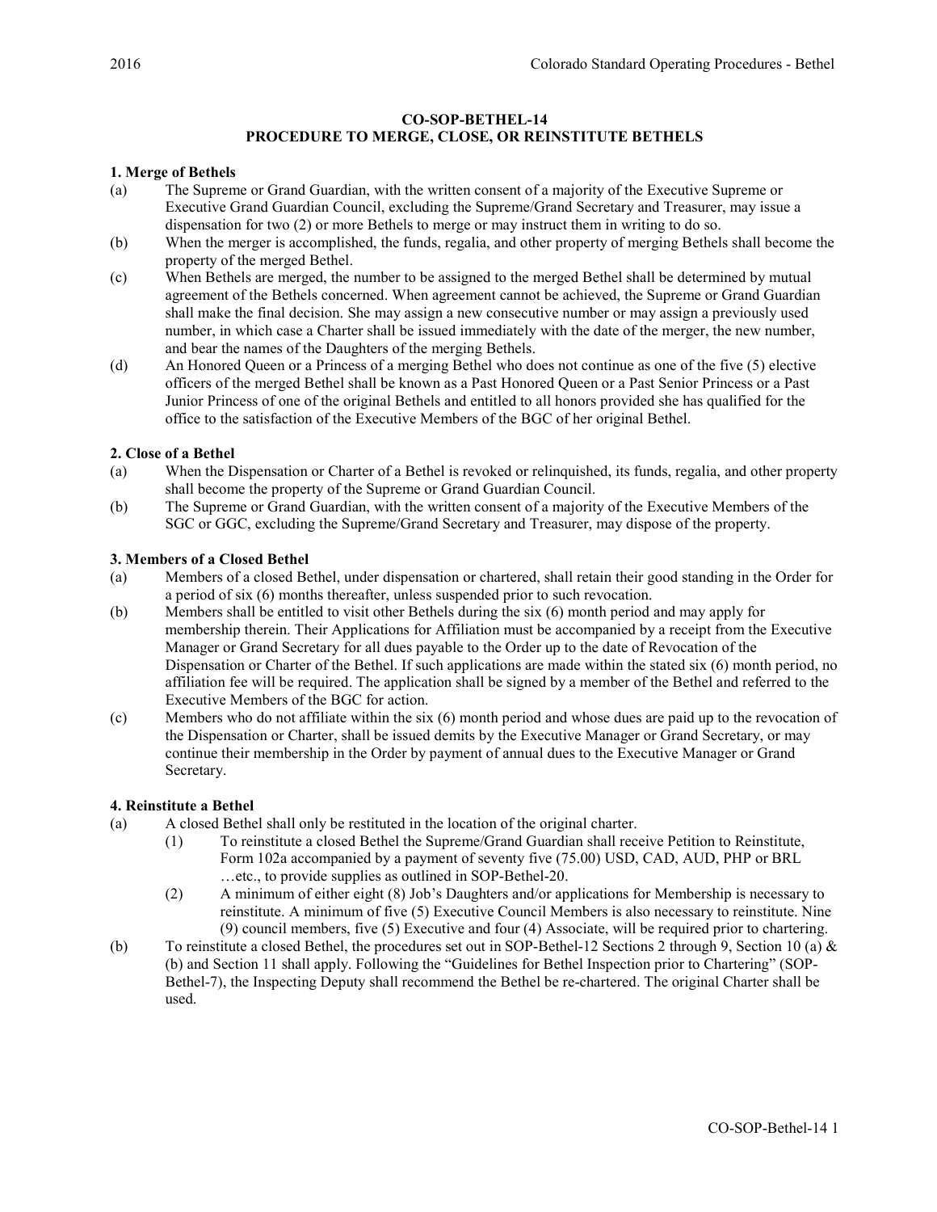## CO-SOP-BETHEL-14
## PROCEDURE TO MERGE, CLOSE, OR REINSTITUTE BETHELS

### 1. Merge of Bethels

(a) The Supreme or Grand Guardian, with the written consent of a majority of the Executive Supreme or Executive Grand Guardian Council, excluding the Supreme/Grand Secretary and Treasurer, may issue a dispensation for two (2) or more Bethels to merge or may instruct them in writing to do so.

(b) When the merger is accomplished, the funds, regalia, and other property of merging Bethels shall become the property of the merged Bethel.

(c) When Bethels are merged, the number to be assigned to the merged Bethel shall be determined by mutual agreement of the Bethels concerned. When agreement cannot be achieved, the Supreme or Grand Guardian shall make the final decision. She may assign a new consecutive number or may assign a previously used number, in which case a Charter shall be issued immediately with the date of the merger, the new number, and bear the names of the Daughters of the merging Bethels.

(d) An Honored Queen or a Princess of a merging Bethel who does not continue as one of the five (5) elective officers of the merged Bethel shall be known as a Past Honored Queen or a Past Senior Princess or a Past Junior Princess of one of the original Bethels and entitled to all honors provided she has qualified for the office to the satisfaction of the Executive Members of the BGC of her original Bethel.

### 2. Close of a Bethel

(a) When the Dispensation or Charter of a Bethel is revoked or relinquished, its funds, regalia, and other property shall become the property of the Supreme or Grand Guardian Council.

(b) The Supreme or Grand Guardian, with the written consent of a majority of the Executive Members of the SGC or GGC, excluding the Supreme/Grand Secretary and Treasurer, may dispose of the property.

### 3. Members of a Closed Bethel

(a) Members of a closed Bethel, under dispensation or chartered, shall retain their good standing in the Order for a period of six (6) months thereafter, unless suspended prior to such revocation.

(b) Members shall be entitled to visit other Bethels during the six (6) month period and may apply for membership therein. Their Applications for Affiliation must be accompanied by a receipt from the Executive Manager or Grand Secretary for all dues payable to the Order up to the date of Revocation of the Dispensation or Charter of the Bethel. If such applications are made within the stated six (6) month period, no affiliation fee will be required. The application shall be signed by a member of the Bethel and referred to the Executive Members of the BGC for action.

(c) Members who do not affiliate within the six (6) month period and whose dues are paid up to the revocation of the Dispensation or Charter, shall be issued demits by the Executive Manager or Grand Secretary, or may continue their membership in the Order by payment of annual dues to the Executive Manager or Grand Secretary.

### 4. Reinstitute a Bethel

(a) A closed Bethel shall only be restituted in the location of the original charter.

  (1) To reinstitute a closed Bethel the Supreme/Grand Guardian shall receive Petition to Reinstitute, Form 102a accompanied by a payment of seventy five (75.00) USD, CAD, AUD, PHP or BRL …etc., to provide supplies as outlined in SOP-Bethel-20.

  (2) A minimum of either eight (8) Job's Daughters and/or applications for Membership is necessary to reinstitute. A minimum of five (5) Executive Council Members is also necessary to reinstitute. Nine (9) council members, five (5) Executive and four (4) Associate, will be required prior to chartering.

(b) To reinstitute a closed Bethel, the procedures set out in SOP-Bethel-12 Sections 2 through 9, Section 10 (a) & (b) and Section 11 shall apply. Following the "Guidelines for Bethel Inspection prior to Chartering" (SOP-Bethel-7), the Inspecting Deputy shall recommend the Bethel be re-chartered. The original Charter shall be used.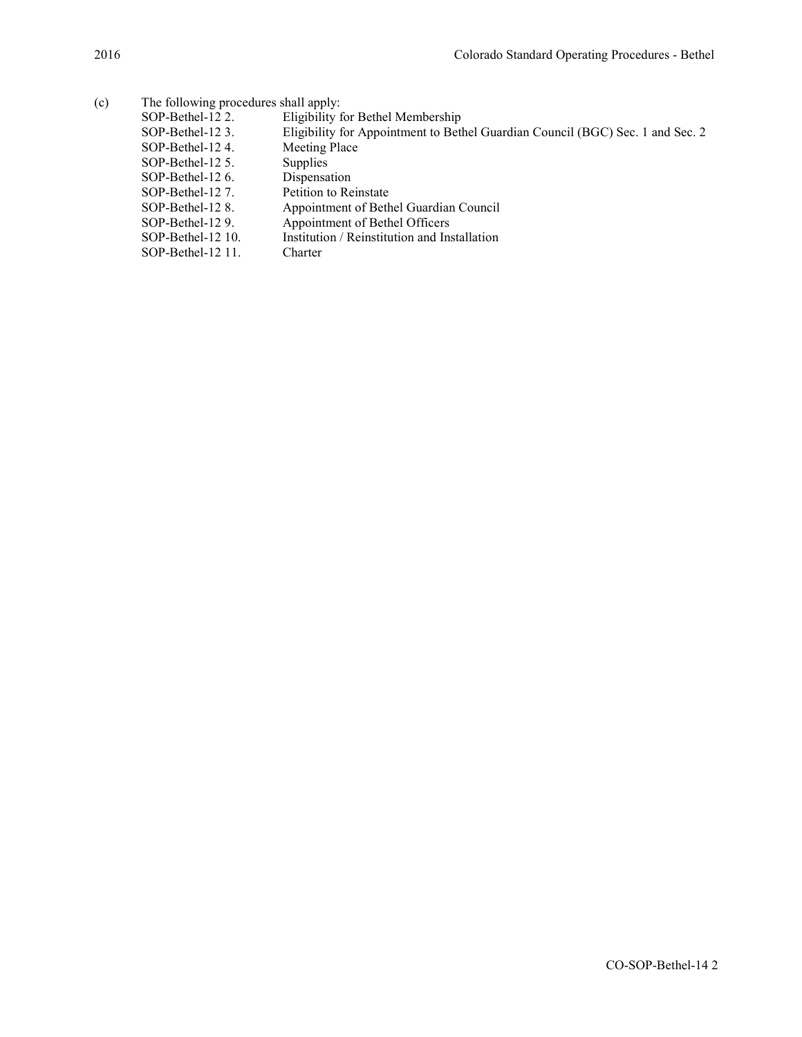(c) The following procedures shall apply:

| | |
|---|---|
| SOP-Bethel-12 2. | Eligibility for Bethel Membership |
| SOP-Bethel-12 3. | Eligibility for Appointment to Bethel Guardian Council (BGC) Sec. 1 and Sec. 2 |
| SOP-Bethel-12 4. | Meeting Place |
| SOP-Bethel-12 5. | Supplies |
| SOP-Bethel-12 6. | Dispensation |
| SOP-Bethel-12 7. | Petition to Reinstate |
| SOP-Bethel-12 8. | Appointment of Bethel Guardian Council |
| SOP-Bethel-12 9. | Appointment of Bethel Officers |
| SOP-Bethel-12 10. | Institution / Reinstitution and Installation |
| SOP-Bethel-12 11. | Charter |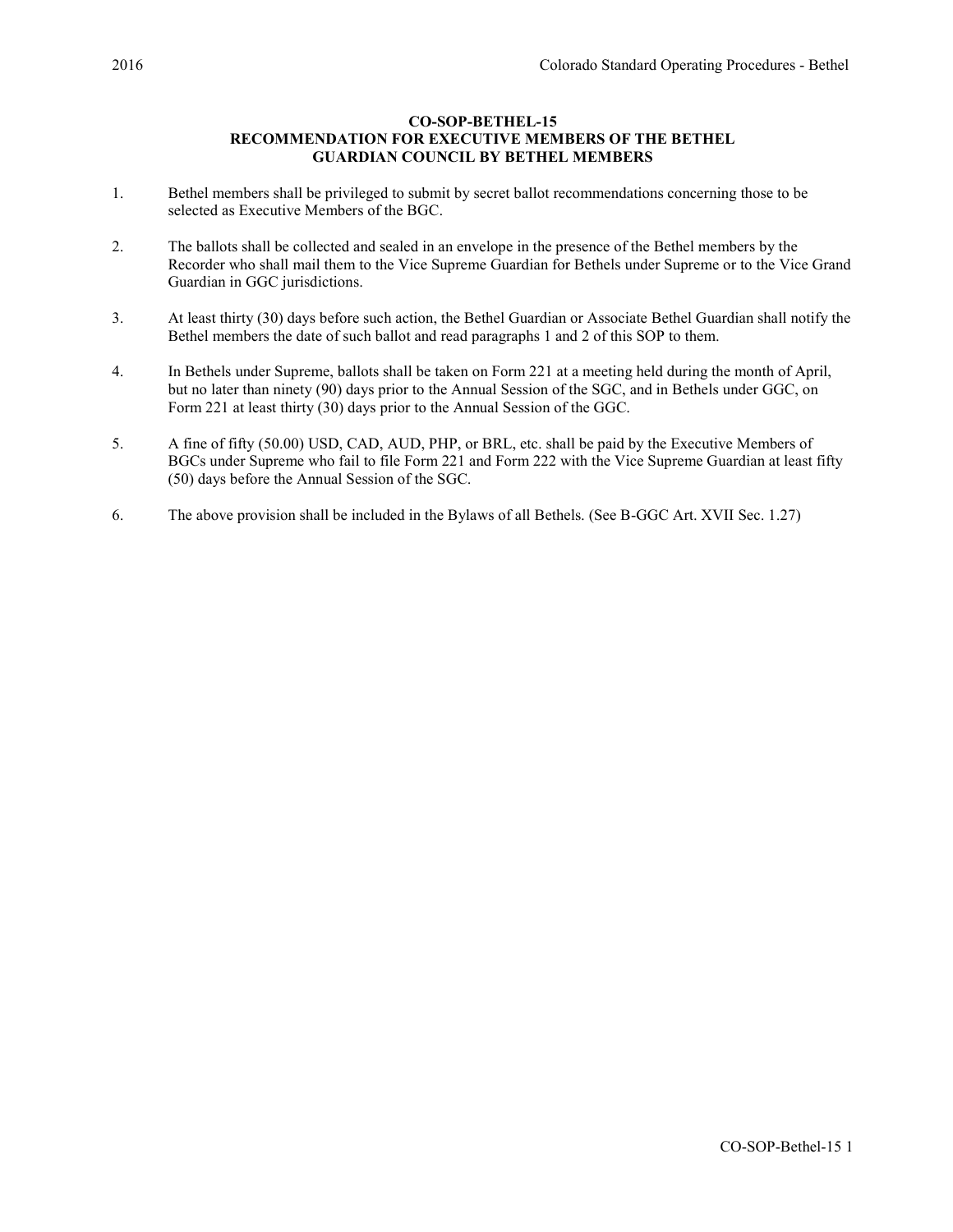# CO-SOP-BETHEL-15
# RECOMMENDATION FOR EXECUTIVE MEMBERS OF THE BETHEL GUARDIAN COUNCIL BY BETHEL MEMBERS

1. Bethel members shall be privileged to submit by secret ballot recommendations concerning those to be selected as Executive Members of the BGC.

2. The ballots shall be collected and sealed in an envelope in the presence of the Bethel members by the Recorder who shall mail them to the Vice Supreme Guardian for Bethels under Supreme or to the Vice Grand Guardian in GGC jurisdictions.

3. At least thirty (30) days before such action, the Bethel Guardian or Associate Bethel Guardian shall notify the Bethel members the date of such ballot and read paragraphs 1 and 2 of this SOP to them.

4. In Bethels under Supreme, ballots shall be taken on Form 221 at a meeting held during the month of April, but no later than ninety (90) days prior to the Annual Session of the SGC, and in Bethels under GGC, on Form 221 at least thirty (30) days prior to the Annual Session of the GGC.

5. A fine of fifty (50.00) USD, CAD, AUD, PHP, or BRL, etc. shall be paid by the Executive Members of BGCs under Supreme who fail to file Form 221 and Form 222 with the Vice Supreme Guardian at least fifty (50) days before the Annual Session of the SGC.

6. The above provision shall be included in the Bylaws of all Bethels. (See B-GGC Art. XVII Sec. 1.27)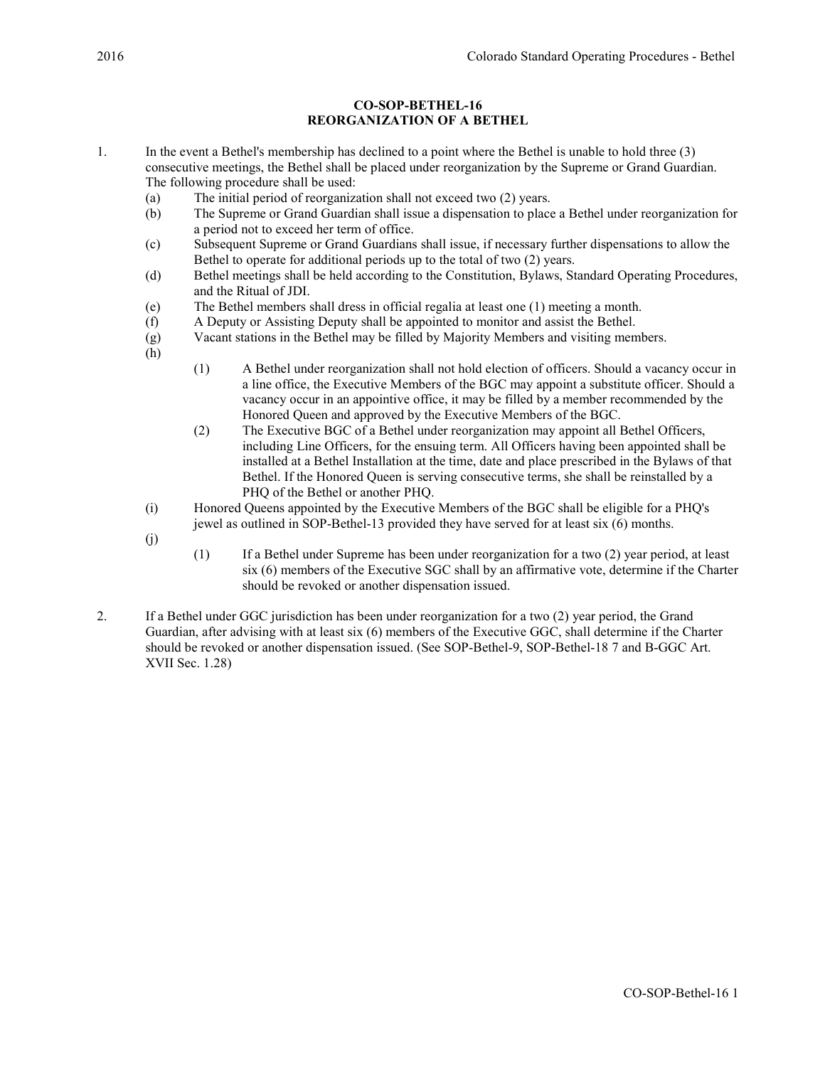**CO-SOP-BETHEL-16**
**REORGANIZATION OF A BETHEL**

1. In the event a Bethel's membership has declined to a point where the Bethel is unable to hold three (3) consecutive meetings, the Bethel shall be placed under reorganization by the Supreme or Grand Guardian. The following procedure shall be used:
   - (a) The initial period of reorganization shall not exceed two (2) years.
   - (b) The Supreme or Grand Guardian shall issue a dispensation to place a Bethel under reorganization for a period not to exceed her term of office.
   - (c) Subsequent Supreme or Grand Guardians shall issue, if necessary further dispensations to allow the Bethel to operate for additional periods up to the total of two (2) years.
   - (d) Bethel meetings shall be held according to the Constitution, Bylaws, Standard Operating Procedures, and the Ritual of JDI.
   - (e) The Bethel members shall dress in official regalia at least one (1) meeting a month.
   - (f) A Deputy or Assisting Deputy shall be appointed to monitor and assist the Bethel.
   - (g) Vacant stations in the Bethel may be filled by Majority Members and visiting members.
   - (h)
     - (1) A Bethel under reorganization shall not hold election of officers. Should a vacancy occur in a line office, the Executive Members of the BGC may appoint a substitute officer. Should a vacancy occur in an appointive office, it may be filled by a member recommended by the Honored Queen and approved by the Executive Members of the BGC.
     - (2) The Executive BGC of a Bethel under reorganization may appoint all Bethel Officers, including Line Officers, for the ensuing term. All Officers having been appointed shall be installed at a Bethel Installation at the time, date and place prescribed in the Bylaws of that Bethel. If the Honored Queen is serving consecutive terms, she shall be reinstalled by a PHQ of the Bethel or another PHQ.
   - (i) Honored Queens appointed by the Executive Members of the BGC shall be eligible for a PHQ's jewel as outlined in SOP-Bethel-13 provided they have served for at least six (6) months.
   - (j)
     - (1) If a Bethel under Supreme has been under reorganization for a two (2) year period, at least six (6) members of the Executive SGC shall by an affirmative vote, determine if the Charter should be revoked or another dispensation issued.

2. If a Bethel under GGC jurisdiction has been under reorganization for a two (2) year period, the Grand Guardian, after advising with at least six (6) members of the Executive GGC, shall determine if the Charter should be revoked or another dispensation issued. (See SOP-Bethel-9, SOP-Bethel-18 7 and B-GGC Art. XVII Sec. 1.28)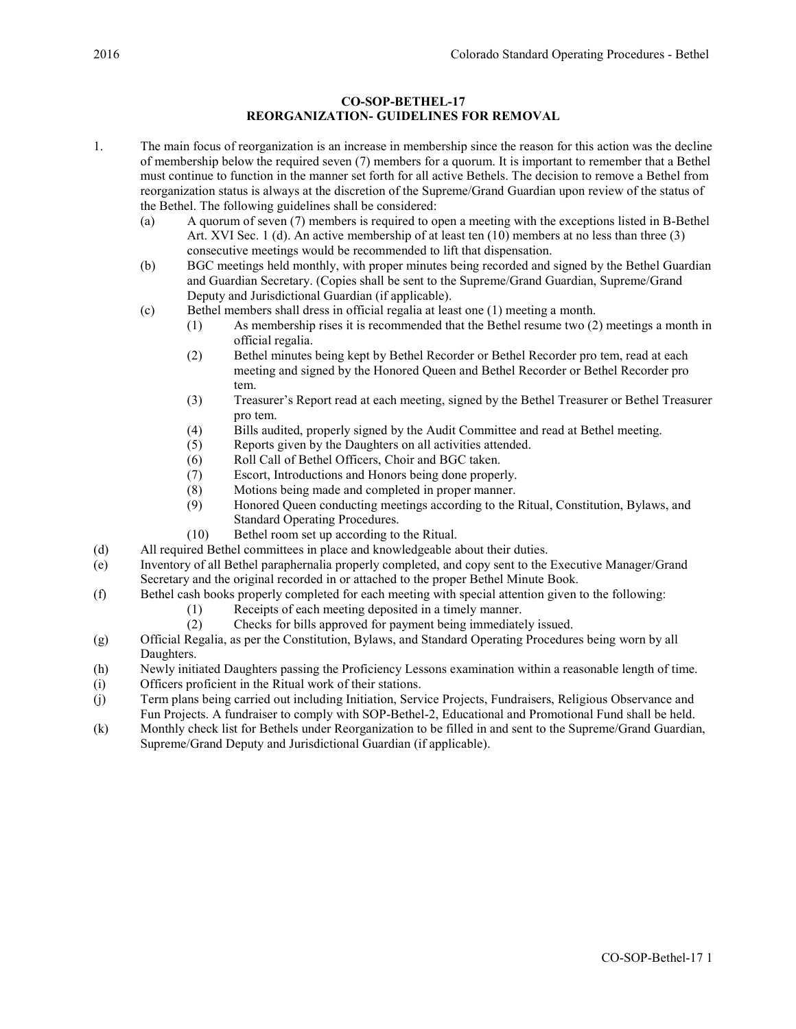**CO-SOP-BETHEL-17**
**REORGANIZATION- GUIDELINES FOR REMOVAL**

1. The main focus of reorganization is an increase in membership since the reason for this action was the decline of membership below the required seven (7) members for a quorum. It is important to remember that a Bethel must continue to function in the manner set forth for all active Bethels. The decision to remove a Bethel from reorganization status is always at the discretion of the Supreme/Grand Guardian upon review of the status of the Bethel. The following guidelines shall be considered:
   - (a) A quorum of seven (7) members is required to open a meeting with the exceptions listed in B-Bethel Art. XVI Sec. 1 (d). An active membership of at least ten (10) members at no less than three (3) consecutive meetings would be recommended to lift that dispensation.
   - (b) BGC meetings held monthly, with proper minutes being recorded and signed by the Bethel Guardian and Guardian Secretary. (Copies shall be sent to the Supreme/Grand Guardian, Supreme/Grand Deputy and Jurisdictional Guardian (if applicable).
   - (c) Bethel members shall dress in official regalia at least one (1) meeting a month.
     - (1) As membership rises it is recommended that the Bethel resume two (2) meetings a month in official regalia.
     - (2) Bethel minutes being kept by Bethel Recorder or Bethel Recorder pro tem, read at each meeting and signed by the Honored Queen and Bethel Recorder or Bethel Recorder pro tem.
     - (3) Treasurer's Report read at each meeting, signed by the Bethel Treasurer or Bethel Treasurer pro tem.
     - (4) Bills audited, properly signed by the Audit Committee and read at Bethel meeting.
     - (5) Reports given by the Daughters on all activities attended.
     - (6) Roll Call of Bethel Officers, Choir and BGC taken.
     - (7) Escort, Introductions and Honors being done properly.
     - (8) Motions being made and completed in proper manner.
     - (9) Honored Queen conducting meetings according to the Ritual, Constitution, Bylaws, and Standard Operating Procedures.
     - (10) Bethel room set up according to the Ritual.
   - (d) All required Bethel committees in place and knowledgeable about their duties.
   - (e) Inventory of all Bethel paraphernalia properly completed, and copy sent to the Executive Manager/Grand Secretary and the original recorded in or attached to the proper Bethel Minute Book.
   - (f) Bethel cash books properly completed for each meeting with special attention given to the following:
     - (1) Receipts of each meeting deposited in a timely manner.
     - (2) Checks for bills approved for payment being immediately issued.
   - (g) Official Regalia, as per the Constitution, Bylaws, and Standard Operating Procedures being worn by all Daughters.
   - (h) Newly initiated Daughters passing the Proficiency Lessons examination within a reasonable length of time.
   - (i) Officers proficient in the Ritual work of their stations.
   - (j) Term plans being carried out including Initiation, Service Projects, Fundraisers, Religious Observance and Fun Projects. A fundraiser to comply with SOP-Bethel-2, Educational and Promotional Fund shall be held.
   - (k) Monthly check list for Bethels under Reorganization to be filled in and sent to the Supreme/Grand Guardian, Supreme/Grand Deputy and Jurisdictional Guardian (if applicable).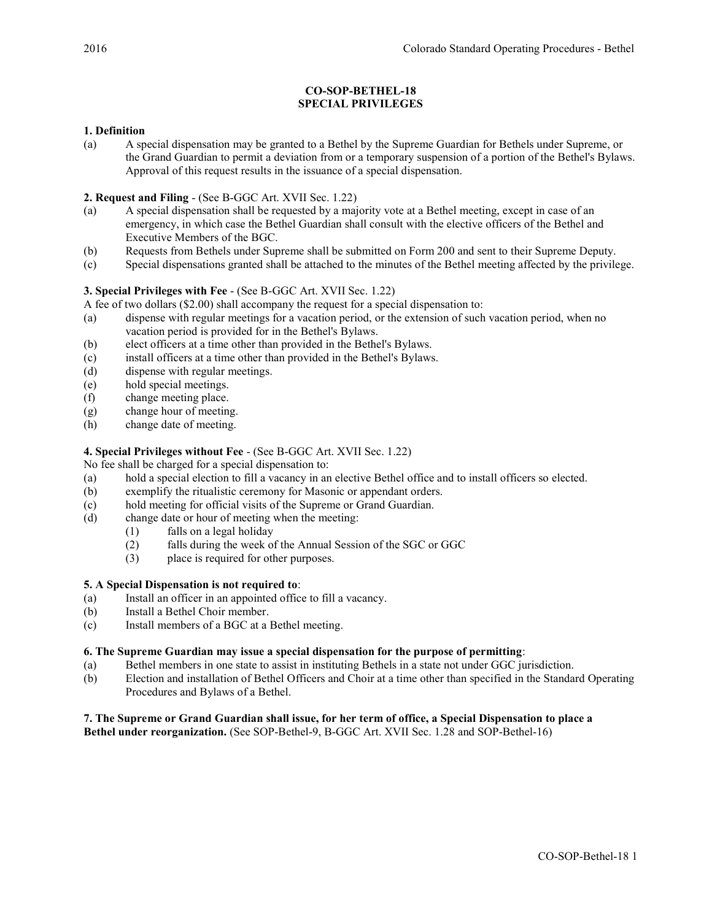# CO-SOP-BETHEL-18
# SPECIAL PRIVILEGES

**1. Definition**

(a) A special dispensation may be granted to a Bethel by the Supreme Guardian for Bethels under Supreme, or the Grand Guardian to permit a deviation from or a temporary suspension of a portion of the Bethel's Bylaws. Approval of this request results in the issuance of a special dispensation.

**2. Request and Filing** - (See B-GGC Art. XVII Sec. 1.22)

(a) A special dispensation shall be requested by a majority vote at a Bethel meeting, except in case of an emergency, in which case the Bethel Guardian shall consult with the elective officers of the Bethel and Executive Members of the BGC.

(b) Requests from Bethels under Supreme shall be submitted on Form 200 and sent to their Supreme Deputy.

(c) Special dispensations granted shall be attached to the minutes of the Bethel meeting affected by the privilege.

**3. Special Privileges with Fee** - (See B-GGC Art. XVII Sec. 1.22)

A fee of two dollars ($2.00) shall accompany the request for a special dispensation to:

(a) dispense with regular meetings for a vacation period, or the extension of such vacation period, when no vacation period is provided for in the Bethel's Bylaws.

(b) elect officers at a time other than provided in the Bethel's Bylaws.

(c) install officers at a time other than provided in the Bethel's Bylaws.

(d) dispense with regular meetings.

(e) hold special meetings.

(f) change meeting place.

(g) change hour of meeting.

(h) change date of meeting.

**4. Special Privileges without Fee** - (See B-GGC Art. XVII Sec. 1.22)

No fee shall be charged for a special dispensation to:

(a) hold a special election to fill a vacancy in an elective Bethel office and to install officers so elected.

(b) exemplify the ritualistic ceremony for Masonic or appendant orders.

(c) hold meeting for official visits of the Supreme or Grand Guardian.

(d) change date or hour of meeting when the meeting:

- (1) falls on a legal holiday
- (2) falls during the week of the Annual Session of the SGC or GGC
- (3) place is required for other purposes.

**5. A Special Dispensation is not required to**:

(a) Install an officer in an appointed office to fill a vacancy.

(b) Install a Bethel Choir member.

(c) Install members of a BGC at a Bethel meeting.

**6. The Supreme Guardian may issue a special dispensation for the purpose of permitting**:

(a) Bethel members in one state to assist in instituting Bethels in a state not under GGC jurisdiction.

(b) Election and installation of Bethel Officers and Choir at a time other than specified in the Standard Operating Procedures and Bylaws of a Bethel.

**7. The Supreme or Grand Guardian shall issue, for her term of office, a Special Dispensation to place a Bethel under reorganization.** (See SOP-Bethel-9, B-GGC Art. XVII Sec. 1.28 and SOP-Bethel-16)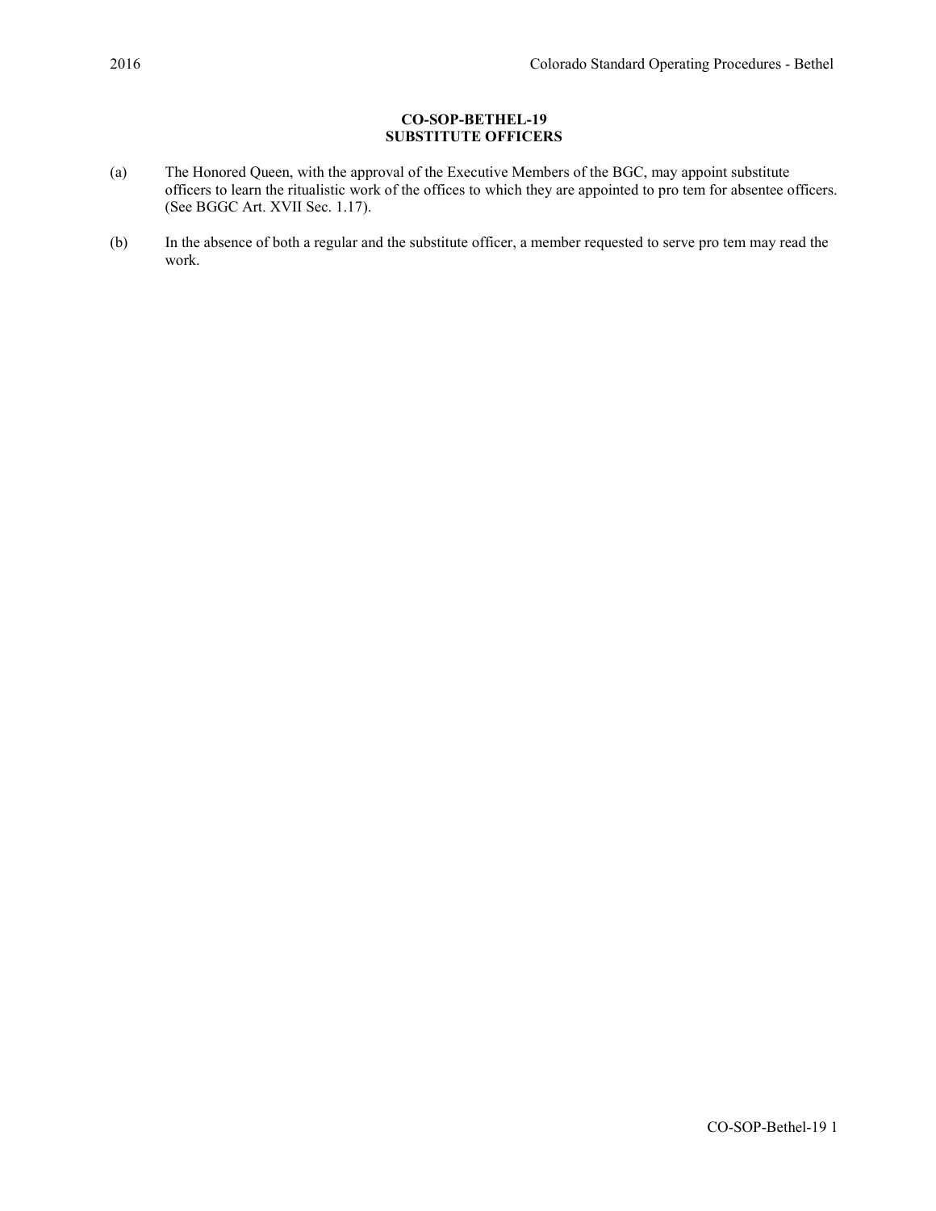**CO-SOP-BETHEL-19**
**SUBSTITUTE OFFICERS**

(a) The Honored Queen, with the approval of the Executive Members of the BGC, may appoint substitute officers to learn the ritualistic work of the offices to which they are appointed to pro tem for absentee officers. (See BGGC Art. XVII Sec. 1.17).

(b) In the absence of both a regular and the substitute officer, a member requested to serve pro tem may read the work.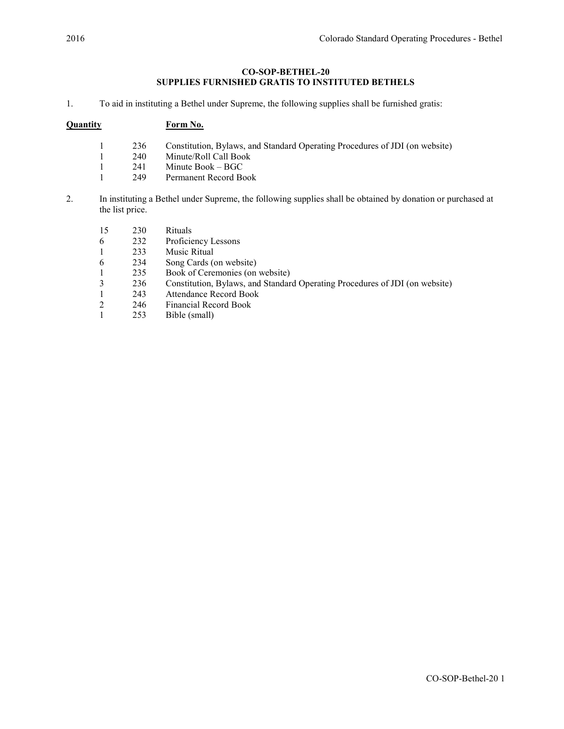**CO-SOP-BETHEL-20**
**SUPPLIES FURNISHED GRATIS TO INSTITUTED BETHELS**

1. To aid in instituting a Bethel under Supreme, the following supplies shall be furnished gratis:

| Quantity | Form No. | |
|---|---|---|
| 1 | 236 | Constitution, Bylaws, and Standard Operating Procedures of JDI (on website) |
| 1 | 240 | Minute/Roll Call Book |
| 1 | 241 | Minute Book – BGC |
| 1 | 249 | Permanent Record Book |

2. In instituting a Bethel under Supreme, the following supplies shall be obtained by donation or purchased at the list price.

| Quantity | Form No. | |
|---|---|---|
| 15 | 230 | Rituals |
| 6 | 232 | Proficiency Lessons |
| 1 | 233 | Music Ritual |
| 6 | 234 | Song Cards (on website) |
| 1 | 235 | Book of Ceremonies (on website) |
| 3 | 236 | Constitution, Bylaws, and Standard Operating Procedures of JDI (on website) |
| 1 | 243 | Attendance Record Book |
| 2 | 246 | Financial Record Book |
| 1 | 253 | Bible (small) |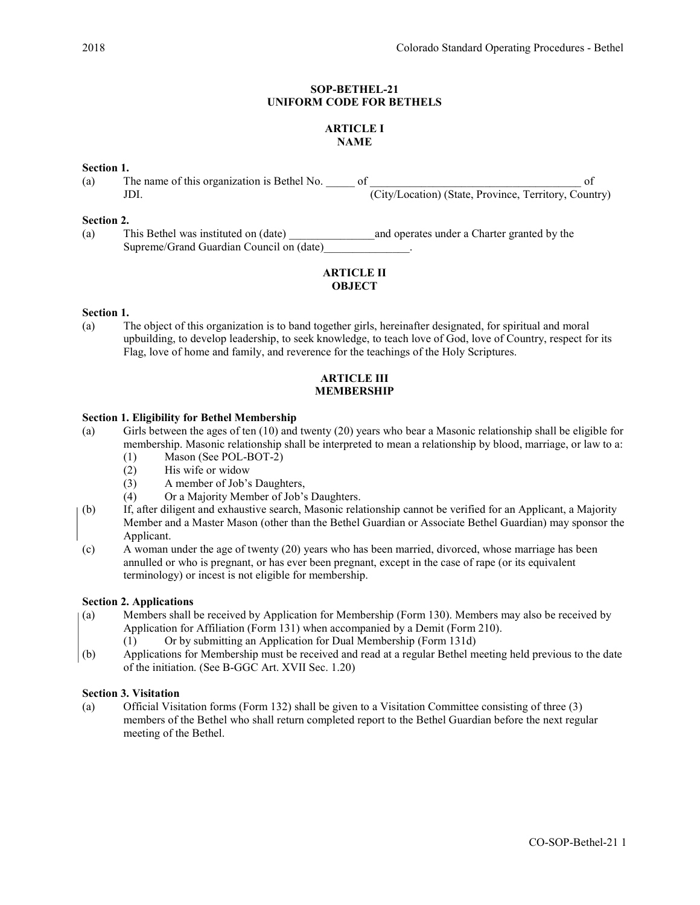## SOP-BETHEL-21
## UNIFORM CODE FOR BETHELS

### ARTICLE I
### NAME

**Section 1.**

(a) The name of this organization is Bethel No. _____ of _____________________________________ of JDI. (City/Location) (State, Province, Territory, Country)

**Section 2.**

(a) This Bethel was instituted on (date) _______________and operates under a Charter granted by the Supreme/Grand Guardian Council on (date)_______________.

### ARTICLE II
### OBJECT

**Section 1.**

(a) The object of this organization is to band together girls, hereinafter designated, for spiritual and moral upbuilding, to develop leadership, to seek knowledge, to teach love of God, love of Country, respect for its Flag, love of home and family, and reverence for the teachings of the Holy Scriptures.

### ARTICLE III
### MEMBERSHIP

**Section 1. Eligibility for Bethel Membership**

(a) Girls between the ages of ten (10) and twenty (20) years who bear a Masonic relationship shall be eligible for membership. Masonic relationship shall be interpreted to mean a relationship by blood, marriage, or law to a:
  (1) Mason (See POL-BOT-2)
  (2) His wife or widow
  (3) A member of Job's Daughters,
  (4) Or a Majority Member of Job's Daughters.

(b) If, after diligent and exhaustive search, Masonic relationship cannot be verified for an Applicant, a Majority Member and a Master Mason (other than the Bethel Guardian or Associate Bethel Guardian) may sponsor the Applicant.

(c) A woman under the age of twenty (20) years who has been married, divorced, whose marriage has been annulled or who is pregnant, or has ever been pregnant, except in the case of rape (or its equivalent terminology) or incest is not eligible for membership.

**Section 2. Applications**

(a) Members shall be received by Application for Membership (Form 130). Members may also be received by Application for Affiliation (Form 131) when accompanied by a Demit (Form 210).
  (1) Or by submitting an Application for Dual Membership (Form 131d)

(b) Applications for Membership must be received and read at a regular Bethel meeting held previous to the date of the initiation. (See B-GGC Art. XVII Sec. 1.20)

**Section 3. Visitation**

(a) Official Visitation forms (Form 132) shall be given to a Visitation Committee consisting of three (3) members of the Bethel who shall return completed report to the Bethel Guardian before the next regular meeting of the Bethel.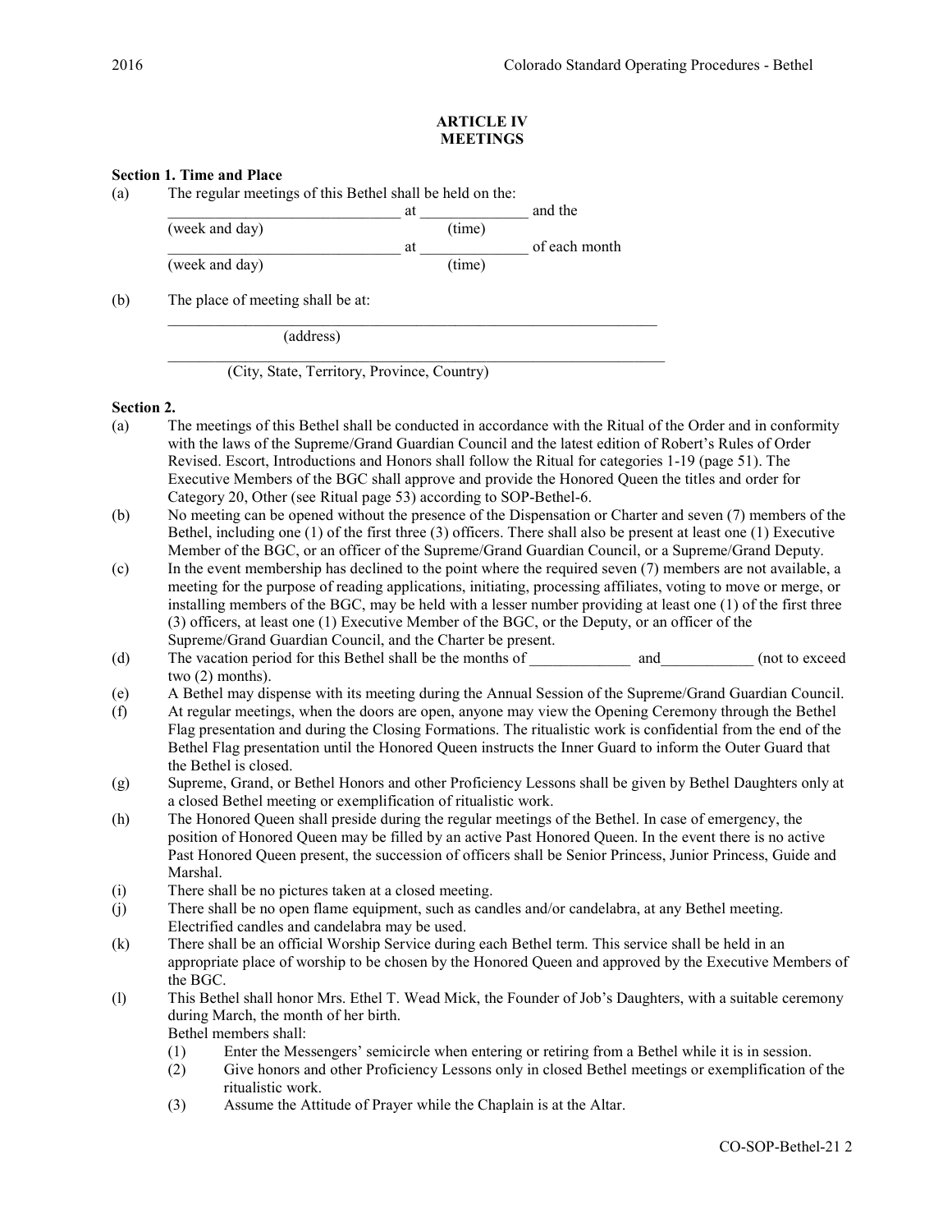## ARTICLE IV
## MEETINGS

**Section 1. Time and Place**

(a) The regular meetings of this Bethel shall be held on the:

_______________________________ at ______________ and the
(week and day) (time)

_______________________________ at ______________ of each month
(week and day) (time)

(b) The place of meeting shall be at:

___________________________________________________________________
(address)

___________________________________________________________________
(City, State, Territory, Province, Country)

**Section 2.**

(a) The meetings of this Bethel shall be conducted in accordance with the Ritual of the Order and in conformity with the laws of the Supreme/Grand Guardian Council and the latest edition of Robert's Rules of Order Revised. Escort, Introductions and Honors shall follow the Ritual for categories 1-19 (page 51). The Executive Members of the BGC shall approve and provide the Honored Queen the titles and order for Category 20, Other (see Ritual page 53) according to SOP-Bethel-6.

(b) No meeting can be opened without the presence of the Dispensation or Charter and seven (7) members of the Bethel, including one (1) of the first three (3) officers. There shall also be present at least one (1) Executive Member of the BGC, or an officer of the Supreme/Grand Guardian Council, or a Supreme/Grand Deputy.

(c) In the event membership has declined to the point where the required seven (7) members are not available, a meeting for the purpose of reading applications, initiating, processing affiliates, voting to move or merge, or installing members of the BGC, may be held with a lesser number providing at least one (1) of the first three (3) officers, at least one (1) Executive Member of the BGC, or the Deputy, or an officer of the Supreme/Grand Guardian Council, and the Charter be present.

(d) The vacation period for this Bethel shall be the months of _____________ and____________ (not to exceed two (2) months).

(e) A Bethel may dispense with its meeting during the Annual Session of the Supreme/Grand Guardian Council.

(f) At regular meetings, when the doors are open, anyone may view the Opening Ceremony through the Bethel Flag presentation and during the Closing Formations. The ritualistic work is confidential from the end of the Bethel Flag presentation until the Honored Queen instructs the Inner Guard to inform the Outer Guard that the Bethel is closed.

(g) Supreme, Grand, or Bethel Honors and other Proficiency Lessons shall be given by Bethel Daughters only at a closed Bethel meeting or exemplification of ritualistic work.

(h) The Honored Queen shall preside during the regular meetings of the Bethel. In case of emergency, the position of Honored Queen may be filled by an active Past Honored Queen. In the event there is no active Past Honored Queen present, the succession of officers shall be Senior Princess, Junior Princess, Guide and Marshal.

(i) There shall be no pictures taken at a closed meeting.

(j) There shall be no open flame equipment, such as candles and/or candelabra, at any Bethel meeting. Electrified candles and candelabra may be used.

(k) There shall be an official Worship Service during each Bethel term. This service shall be held in an appropriate place of worship to be chosen by the Honored Queen and approved by the Executive Members of the BGC.

(l) This Bethel shall honor Mrs. Ethel T. Wead Mick, the Founder of Job's Daughters, with a suitable ceremony during March, the month of her birth.

Bethel members shall:

(1) Enter the Messengers' semicircle when entering or retiring from a Bethel while it is in session.
(2) Give honors and other Proficiency Lessons only in closed Bethel meetings or exemplification of the ritualistic work.
(3) Assume the Attitude of Prayer while the Chaplain is at the Altar.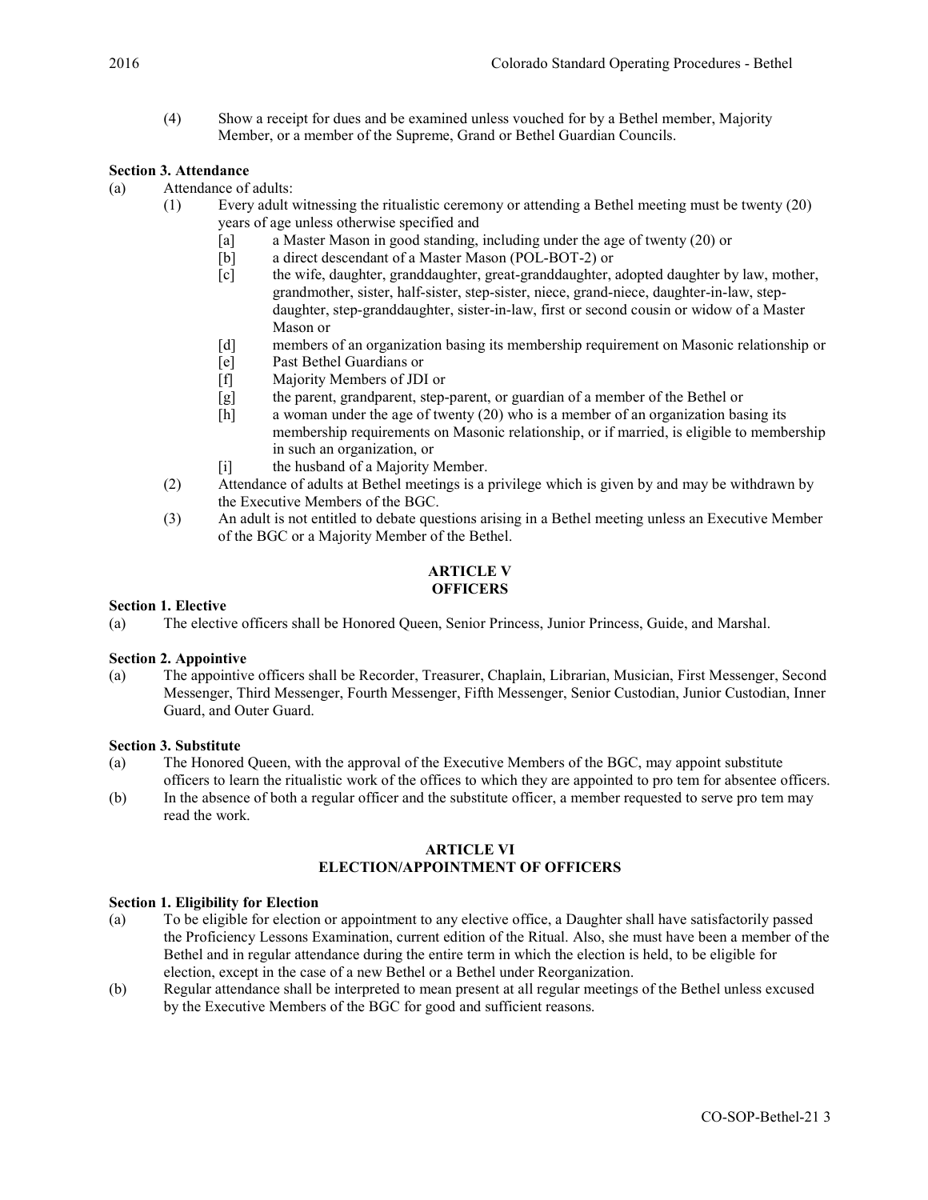(4) Show a receipt for dues and be examined unless vouched for by a Bethel member, Majority Member, or a member of the Supreme, Grand or Bethel Guardian Councils.

**Section 3. Attendance**

(a) Attendance of adults:

(1) Every adult witnessing the ritualistic ceremony or attending a Bethel meeting must be twenty (20) years of age unless otherwise specified and

[a] a Master Mason in good standing, including under the age of twenty (20) or

[b] a direct descendant of a Master Mason (POL-BOT-2) or

[c] the wife, daughter, granddaughter, great-granddaughter, adopted daughter by law, mother, grandmother, sister, half-sister, step-sister, niece, grand-niece, daughter-in-law, step-daughter, step-granddaughter, sister-in-law, first or second cousin or widow of a Master Mason or

[d] members of an organization basing its membership requirement on Masonic relationship or

[e] Past Bethel Guardians or

[f] Majority Members of JDI or

[g] the parent, grandparent, step-parent, or guardian of a member of the Bethel or

[h] a woman under the age of twenty (20) who is a member of an organization basing its membership requirements on Masonic relationship, or if married, is eligible to membership in such an organization, or

[i] the husband of a Majority Member.

(2) Attendance of adults at Bethel meetings is a privilege which is given by and may be withdrawn by the Executive Members of the BGC.

(3) An adult is not entitled to debate questions arising in a Bethel meeting unless an Executive Member of the BGC or a Majority Member of the Bethel.

## ARTICLE V
## OFFICERS

**Section 1. Elective**

(a) The elective officers shall be Honored Queen, Senior Princess, Junior Princess, Guide, and Marshal.

**Section 2. Appointive**

(a) The appointive officers shall be Recorder, Treasurer, Chaplain, Librarian, Musician, First Messenger, Second Messenger, Third Messenger, Fourth Messenger, Fifth Messenger, Senior Custodian, Junior Custodian, Inner Guard, and Outer Guard.

**Section 3. Substitute**

(a) The Honored Queen, with the approval of the Executive Members of the BGC, may appoint substitute officers to learn the ritualistic work of the offices to which they are appointed to pro tem for absentee officers.

(b) In the absence of both a regular officer and the substitute officer, a member requested to serve pro tem may read the work.

## ARTICLE VI
## ELECTION/APPOINTMENT OF OFFICERS

**Section 1. Eligibility for Election**

(a) To be eligible for election or appointment to any elective office, a Daughter shall have satisfactorily passed the Proficiency Lessons Examination, current edition of the Ritual. Also, she must have been a member of the Bethel and in regular attendance during the entire term in which the election is held, to be eligible for election, except in the case of a new Bethel or a Bethel under Reorganization.

(b) Regular attendance shall be interpreted to mean present at all regular meetings of the Bethel unless excused by the Executive Members of the BGC for good and sufficient reasons.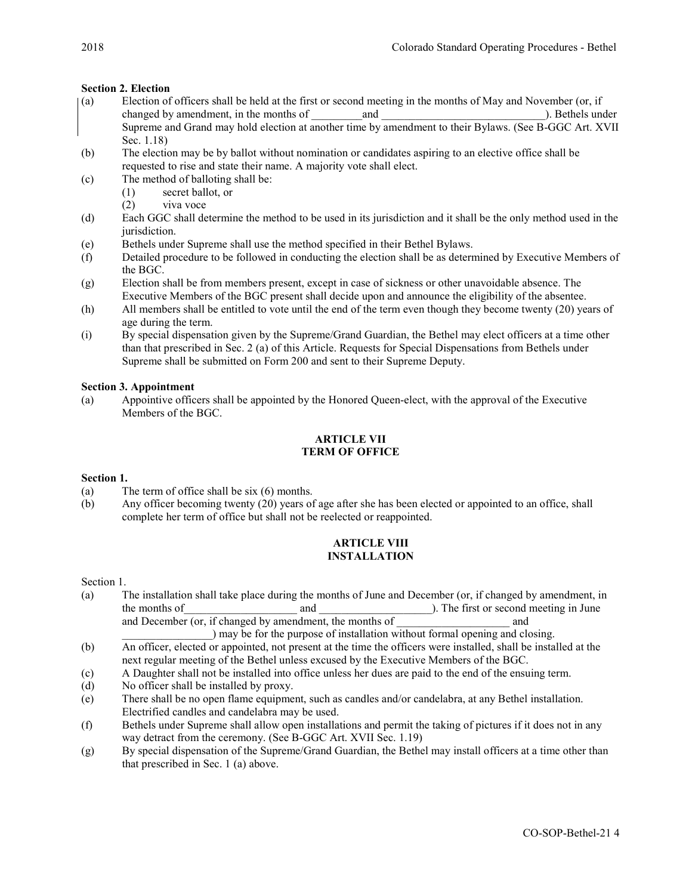**Section 2. Election**

(a) Election of officers shall be held at the first or second meeting in the months of May and November (or, if changed by amendment, in the months of _________and _____________________________). Bethels under Supreme and Grand may hold election at another time by amendment to their Bylaws. (See B-GGC Art. XVII Sec. 1.18)

(b) The election may be by ballot without nomination or candidates aspiring to an elective office shall be requested to rise and state their name. A majority vote shall elect.

(c) The method of balloting shall be:
   (1) secret ballot, or
   (2) viva voce

(d) Each GGC shall determine the method to be used in its jurisdiction and it shall be the only method used in the jurisdiction.

(e) Bethels under Supreme shall use the method specified in their Bethel Bylaws.

(f) Detailed procedure to be followed in conducting the election shall be as determined by Executive Members of the BGC.

(g) Election shall be from members present, except in case of sickness or other unavoidable absence. The Executive Members of the BGC present shall decide upon and announce the eligibility of the absentee.

(h) All members shall be entitled to vote until the end of the term even though they become twenty (20) years of age during the term.

(i) By special dispensation given by the Supreme/Grand Guardian, the Bethel may elect officers at a time other than that prescribed in Sec. 2 (a) of this Article. Requests for Special Dispensations from Bethels under Supreme shall be submitted on Form 200 and sent to their Supreme Deputy.

**Section 3. Appointment**

(a) Appointive officers shall be appointed by the Honored Queen-elect, with the approval of the Executive Members of the BGC.

## ARTICLE VII
## TERM OF OFFICE

**Section 1.**

(a) The term of office shall be six (6) months.

(b) Any officer becoming twenty (20) years of age after she has been elected or appointed to an office, shall complete her term of office but shall not be reelected or reappointed.

## ARTICLE VIII
## INSTALLATION

Section 1.

(a) The installation shall take place during the months of June and December (or, if changed by amendment, in the months of____________________ and ____________________). The first or second meeting in June and December (or, if changed by amendment, the months of ____________________ and ________________) may be for the purpose of installation without formal opening and closing.

(b) An officer, elected or appointed, not present at the time the officers were installed, shall be installed at the next regular meeting of the Bethel unless excused by the Executive Members of the BGC.

(c) A Daughter shall not be installed into office unless her dues are paid to the end of the ensuing term.

(d) No officer shall be installed by proxy.

(e) There shall be no open flame equipment, such as candles and/or candelabra, at any Bethel installation. Electrified candles and candelabra may be used.

(f) Bethels under Supreme shall allow open installations and permit the taking of pictures if it does not in any way detract from the ceremony. (See B-GGC Art. XVII Sec. 1.19)

(g) By special dispensation of the Supreme/Grand Guardian, the Bethel may install officers at a time other than that prescribed in Sec. 1 (a) above.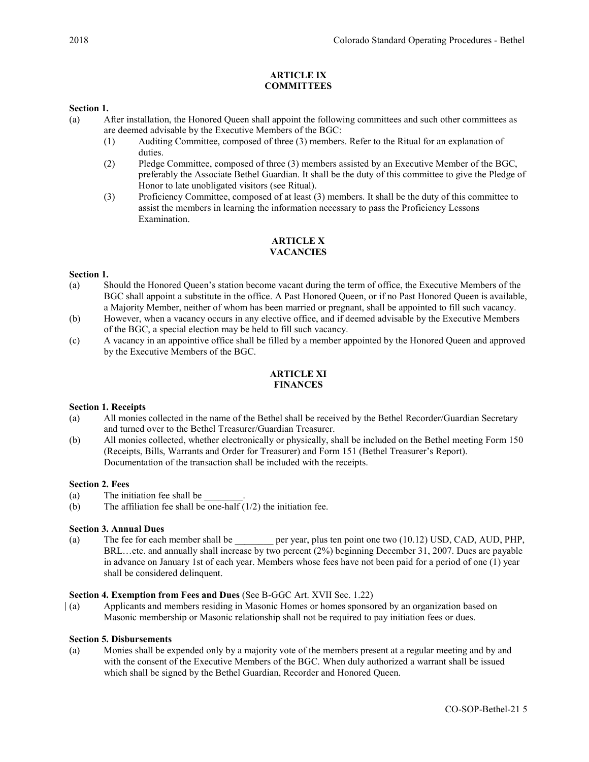## ARTICLE IX
## COMMITTEES

**Section 1.**

(a) After installation, the Honored Queen shall appoint the following committees and such other committees as are deemed advisable by the Executive Members of the BGC:

  (1) Auditing Committee, composed of three (3) members. Refer to the Ritual for an explanation of duties.

  (2) Pledge Committee, composed of three (3) members assisted by an Executive Member of the BGC, preferably the Associate Bethel Guardian. It shall be the duty of this committee to give the Pledge of Honor to late unobligated visitors (see Ritual).

  (3) Proficiency Committee, composed of at least (3) members. It shall be the duty of this committee to assist the members in learning the information necessary to pass the Proficiency Lessons Examination.

## ARTICLE X
## VACANCIES

**Section 1.**

(a) Should the Honored Queen's station become vacant during the term of office, the Executive Members of the BGC shall appoint a substitute in the office. A Past Honored Queen, or if no Past Honored Queen is available, a Majority Member, neither of whom has been married or pregnant, shall be appointed to fill such vacancy.

(b) However, when a vacancy occurs in any elective office, and if deemed advisable by the Executive Members of the BGC, a special election may be held to fill such vacancy.

(c) A vacancy in an appointive office shall be filled by a member appointed by the Honored Queen and approved by the Executive Members of the BGC.

## ARTICLE XI
## FINANCES

**Section 1. Receipts**

(a) All monies collected in the name of the Bethel shall be received by the Bethel Recorder/Guardian Secretary and turned over to the Bethel Treasurer/Guardian Treasurer.

(b) All monies collected, whether electronically or physically, shall be included on the Bethel meeting Form 150 (Receipts, Bills, Warrants and Order for Treasurer) and Form 151 (Bethel Treasurer's Report). Documentation of the transaction shall be included with the receipts.

**Section 2. Fees**

(a) The initiation fee shall be ________.

(b) The affiliation fee shall be one-half (1/2) the initiation fee.

**Section 3. Annual Dues**

(a) The fee for each member shall be ________ per year, plus ten point one two (10.12) USD, CAD, AUD, PHP, BRL…etc. and annually shall increase by two percent (2%) beginning December 31, 2007. Dues are payable in advance on January 1st of each year. Members whose fees have not been paid for a period of one (1) year shall be considered delinquent.

**Section 4. Exemption from Fees and Dues** (See B-GGC Art. XVII Sec. 1.22)

(a) Applicants and members residing in Masonic Homes or homes sponsored by an organization based on Masonic membership or Masonic relationship shall not be required to pay initiation fees or dues.

**Section 5. Disbursements**

(a) Monies shall be expended only by a majority vote of the members present at a regular meeting and by and with the consent of the Executive Members of the BGC. When duly authorized a warrant shall be issued which shall be signed by the Bethel Guardian, Recorder and Honored Queen.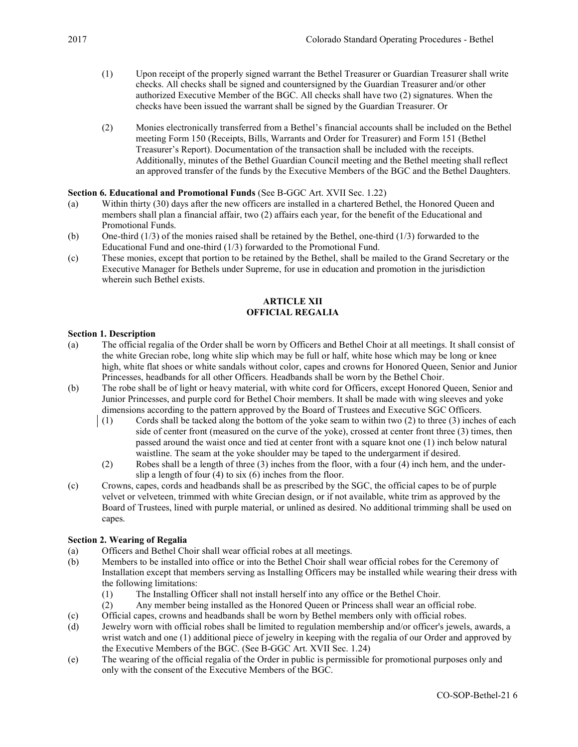(1) Upon receipt of the properly signed warrant the Bethel Treasurer or Guardian Treasurer shall write checks. All checks shall be signed and countersigned by the Guardian Treasurer and/or other authorized Executive Member of the BGC. All checks shall have two (2) signatures. When the checks have been issued the warrant shall be signed by the Guardian Treasurer. Or

(2) Monies electronically transferred from a Bethel's financial accounts shall be included on the Bethel meeting Form 150 (Receipts, Bills, Warrants and Order for Treasurer) and Form 151 (Bethel Treasurer's Report). Documentation of the transaction shall be included with the receipts. Additionally, minutes of the Bethel Guardian Council meeting and the Bethel meeting shall reflect an approved transfer of the funds by the Executive Members of the BGC and the Bethel Daughters.

**Section 6. Educational and Promotional Funds** (See B-GGC Art. XVII Sec. 1.22)

(a) Within thirty (30) days after the new officers are installed in a chartered Bethel, the Honored Queen and members shall plan a financial affair, two (2) affairs each year, for the benefit of the Educational and Promotional Funds.

(b) One-third (1/3) of the monies raised shall be retained by the Bethel, one-third (1/3) forwarded to the Educational Fund and one-third (1/3) forwarded to the Promotional Fund.

(c) These monies, except that portion to be retained by the Bethel, shall be mailed to the Grand Secretary or the Executive Manager for Bethels under Supreme, for use in education and promotion in the jurisdiction wherein such Bethel exists.

## ARTICLE XII
## OFFICIAL REGALIA

**Section 1. Description**

(a) The official regalia of the Order shall be worn by Officers and Bethel Choir at all meetings. It shall consist of the white Grecian robe, long white slip which may be full or half, white hose which may be long or knee high, white flat shoes or white sandals without color, capes and crowns for Honored Queen, Senior and Junior Princesses, headbands for all other Officers. Headbands shall be worn by the Bethel Choir.

(b) The robe shall be of light or heavy material, with white cord for Officers, except Honored Queen, Senior and Junior Princesses, and purple cord for Bethel Choir members. It shall be made with wing sleeves and yoke dimensions according to the pattern approved by the Board of Trustees and Executive SGC Officers.

(1) Cords shall be tacked along the bottom of the yoke seam to within two (2) to three (3) inches of each side of center front (measured on the curve of the yoke), crossed at center front three (3) times, then passed around the waist once and tied at center front with a square knot one (1) inch below natural waistline. The seam at the yoke shoulder may be taped to the undergarment if desired.

(2) Robes shall be a length of three (3) inches from the floor, with a four (4) inch hem, and the under-slip a length of four (4) to six (6) inches from the floor.

(c) Crowns, capes, cords and headbands shall be as prescribed by the SGC, the official capes to be of purple velvet or velveteen, trimmed with white Grecian design, or if not available, white trim as approved by the Board of Trustees, lined with purple material, or unlined as desired. No additional trimming shall be used on capes.

**Section 2. Wearing of Regalia**

(a) Officers and Bethel Choir shall wear official robes at all meetings.

(b) Members to be installed into office or into the Bethel Choir shall wear official robes for the Ceremony of Installation except that members serving as Installing Officers may be installed while wearing their dress with the following limitations:

(1) The Installing Officer shall not install herself into any office or the Bethel Choir.

(2) Any member being installed as the Honored Queen or Princess shall wear an official robe.

(c) Official capes, crowns and headbands shall be worn by Bethel members only with official robes.

(d) Jewelry worn with official robes shall be limited to regulation membership and/or officer's jewels, awards, a wrist watch and one (1) additional piece of jewelry in keeping with the regalia of our Order and approved by the Executive Members of the BGC. (See B-GGC Art. XVII Sec. 1.24)

(e) The wearing of the official regalia of the Order in public is permissible for promotional purposes only and only with the consent of the Executive Members of the BGC.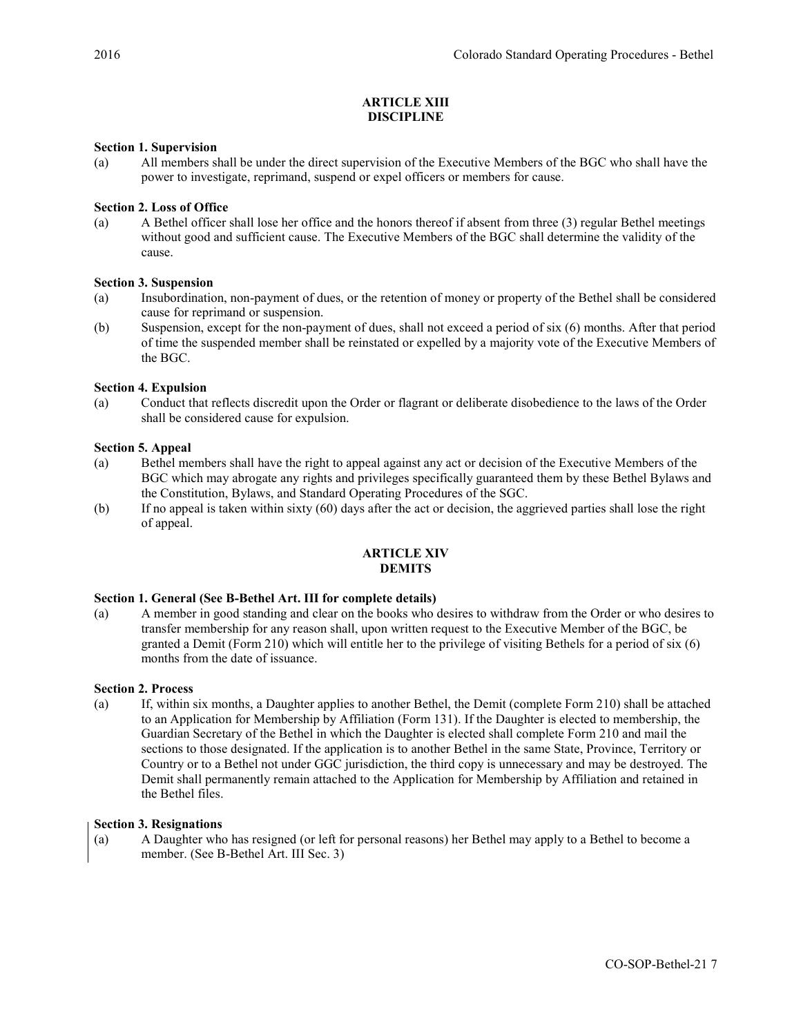## ARTICLE XIII
## DISCIPLINE

**Section 1. Supervision**

(a) All members shall be under the direct supervision of the Executive Members of the BGC who shall have the power to investigate, reprimand, suspend or expel officers or members for cause.

**Section 2. Loss of Office**

(a) A Bethel officer shall lose her office and the honors thereof if absent from three (3) regular Bethel meetings without good and sufficient cause. The Executive Members of the BGC shall determine the validity of the cause.

**Section 3. Suspension**

(a) Insubordination, non-payment of dues, or the retention of money or property of the Bethel shall be considered cause for reprimand or suspension.

(b) Suspension, except for the non-payment of dues, shall not exceed a period of six (6) months. After that period of time the suspended member shall be reinstated or expelled by a majority vote of the Executive Members of the BGC.

**Section 4. Expulsion**

(a) Conduct that reflects discredit upon the Order or flagrant or deliberate disobedience to the laws of the Order shall be considered cause for expulsion.

**Section 5. Appeal**

(a) Bethel members shall have the right to appeal against any act or decision of the Executive Members of the BGC which may abrogate any rights and privileges specifically guaranteed them by these Bethel Bylaws and the Constitution, Bylaws, and Standard Operating Procedures of the SGC.

(b) If no appeal is taken within sixty (60) days after the act or decision, the aggrieved parties shall lose the right of appeal.

## ARTICLE XIV
## DEMITS

**Section 1. General (See B-Bethel Art. III for complete details)**

(a) A member in good standing and clear on the books who desires to withdraw from the Order or who desires to transfer membership for any reason shall, upon written request to the Executive Member of the BGC, be granted a Demit (Form 210) which will entitle her to the privilege of visiting Bethels for a period of six (6) months from the date of issuance.

**Section 2. Process**

(a) If, within six months, a Daughter applies to another Bethel, the Demit (complete Form 210) shall be attached to an Application for Membership by Affiliation (Form 131). If the Daughter is elected to membership, the Guardian Secretary of the Bethel in which the Daughter is elected shall complete Form 210 and mail the sections to those designated. If the application is to another Bethel in the same State, Province, Territory or Country or to a Bethel not under GGC jurisdiction, the third copy is unnecessary and may be destroyed. The Demit shall permanently remain attached to the Application for Membership by Affiliation and retained in the Bethel files.

**Section 3. Resignations**

(a) A Daughter who has resigned (or left for personal reasons) her Bethel may apply to a Bethel to become a member. (See B-Bethel Art. III Sec. 3)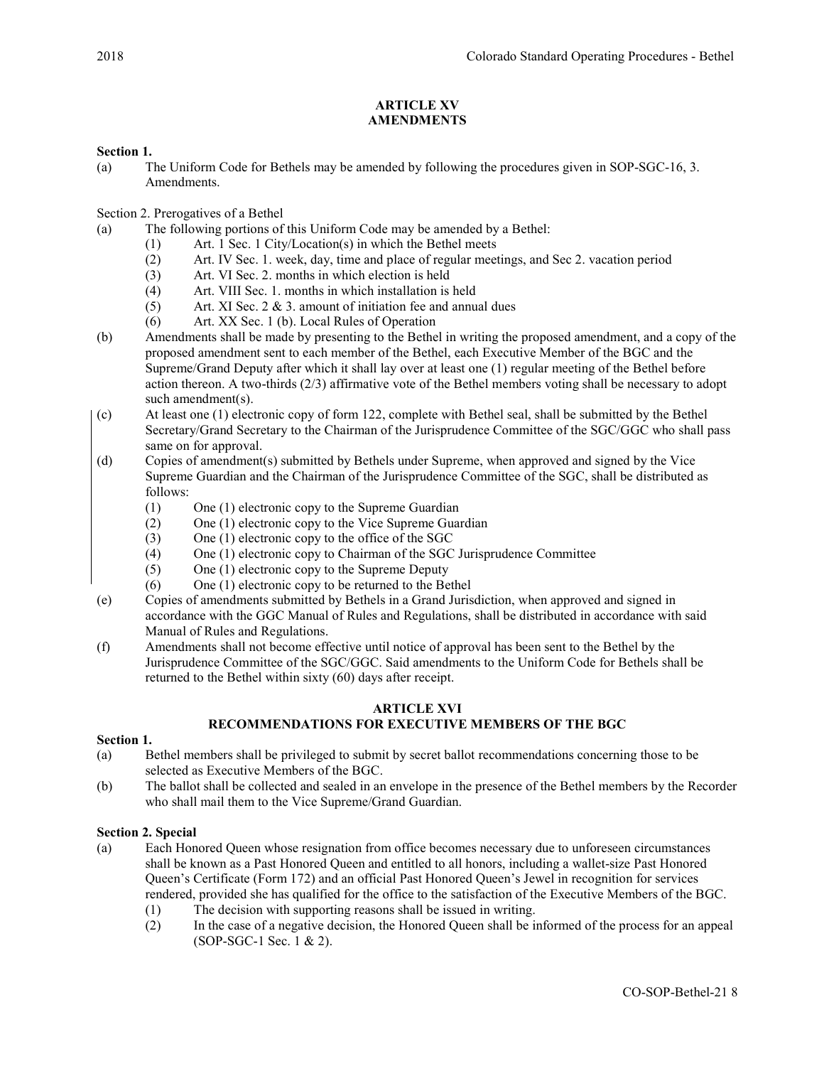## ARTICLE XV
## AMENDMENTS

**Section 1.**

(a) The Uniform Code for Bethels may be amended by following the procedures given in SOP-SGC-16, 3. Amendments.

Section 2. Prerogatives of a Bethel

(a) The following portions of this Uniform Code may be amended by a Bethel:
   (1) Art. 1 Sec. 1 City/Location(s) in which the Bethel meets
   (2) Art. IV Sec. 1. week, day, time and place of regular meetings, and Sec 2. vacation period
   (3) Art. VI Sec. 2. months in which election is held
   (4) Art. VIII Sec. 1. months in which installation is held
   (5) Art. XI Sec. 2 & 3. amount of initiation fee and annual dues
   (6) Art. XX Sec. 1 (b). Local Rules of Operation

(b) Amendments shall be made by presenting to the Bethel in writing the proposed amendment, and a copy of the proposed amendment sent to each member of the Bethel, each Executive Member of the BGC and the Supreme/Grand Deputy after which it shall lay over at least one (1) regular meeting of the Bethel before action thereon. A two-thirds (2/3) affirmative vote of the Bethel members voting shall be necessary to adopt such amendment(s).

(c) At least one (1) electronic copy of form 122, complete with Bethel seal, shall be submitted by the Bethel Secretary/Grand Secretary to the Chairman of the Jurisprudence Committee of the SGC/GGC who shall pass same on for approval.

(d) Copies of amendment(s) submitted by Bethels under Supreme, when approved and signed by the Vice Supreme Guardian and the Chairman of the Jurisprudence Committee of the SGC, shall be distributed as follows:
   (1) One (1) electronic copy to the Supreme Guardian
   (2) One (1) electronic copy to the Vice Supreme Guardian
   (3) One (1) electronic copy to the office of the SGC
   (4) One (1) electronic copy to Chairman of the SGC Jurisprudence Committee
   (5) One (1) electronic copy to the Supreme Deputy
   (6) One (1) electronic copy to be returned to the Bethel

(e) Copies of amendments submitted by Bethels in a Grand Jurisdiction, when approved and signed in accordance with the GGC Manual of Rules and Regulations, shall be distributed in accordance with said Manual of Rules and Regulations.

(f) Amendments shall not become effective until notice of approval has been sent to the Bethel by the Jurisprudence Committee of the SGC/GGC. Said amendments to the Uniform Code for Bethels shall be returned to the Bethel within sixty (60) days after receipt.

## ARTICLE XVI
## RECOMMENDATIONS FOR EXECUTIVE MEMBERS OF THE BGC

**Section 1.**

(a) Bethel members shall be privileged to submit by secret ballot recommendations concerning those to be selected as Executive Members of the BGC.

(b) The ballot shall be collected and sealed in an envelope in the presence of the Bethel members by the Recorder who shall mail them to the Vice Supreme/Grand Guardian.

**Section 2. Special**

(a) Each Honored Queen whose resignation from office becomes necessary due to unforeseen circumstances shall be known as a Past Honored Queen and entitled to all honors, including a wallet-size Past Honored Queen's Certificate (Form 172) and an official Past Honored Queen's Jewel in recognition for services rendered, provided she has qualified for the office to the satisfaction of the Executive Members of the BGC.
   (1) The decision with supporting reasons shall be issued in writing.
   (2) In the case of a negative decision, the Honored Queen shall be informed of the process for an appeal (SOP-SGC-1 Sec. 1 & 2).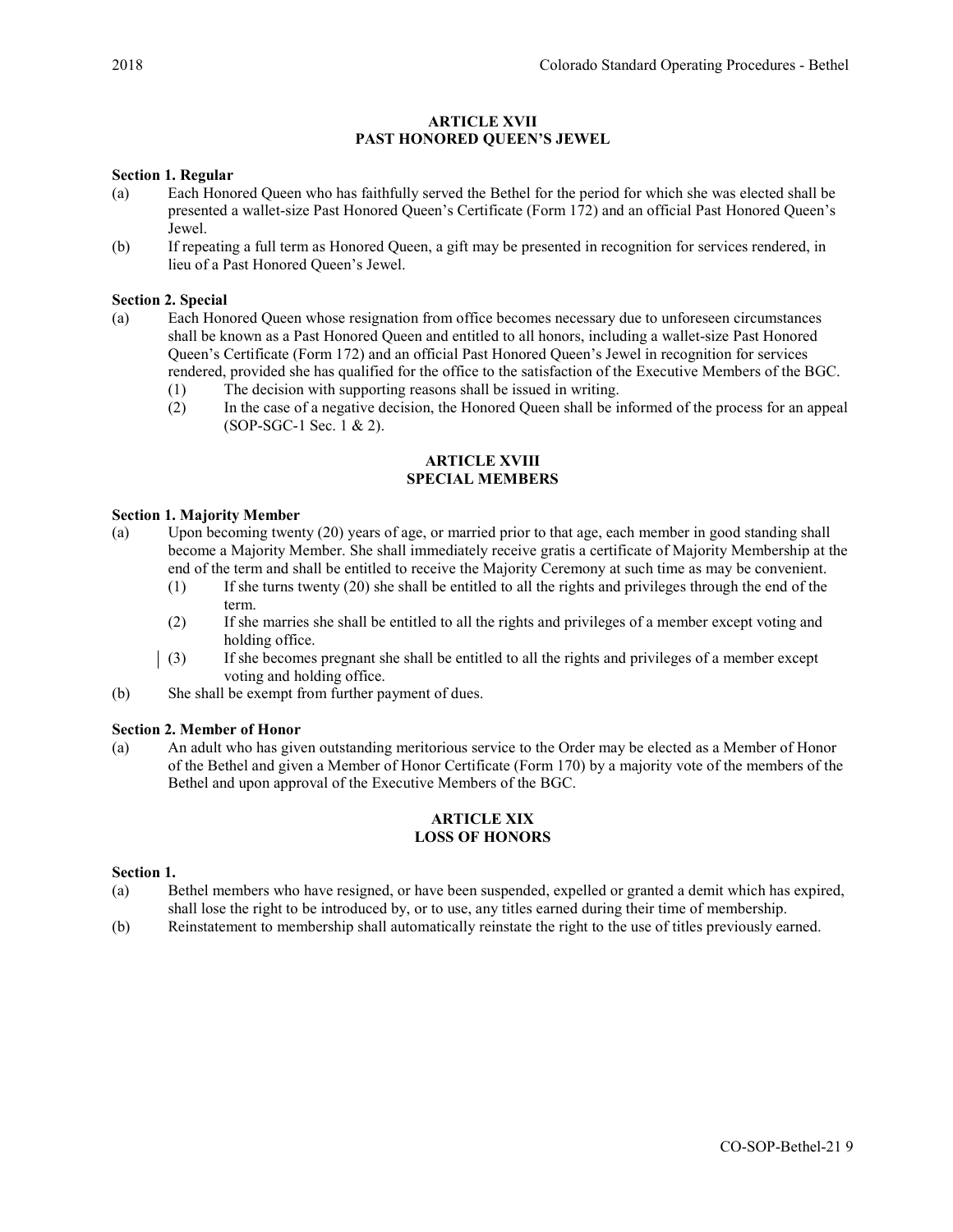## ARTICLE XVII
## PAST HONORED QUEEN'S JEWEL

**Section 1. Regular**

(a) Each Honored Queen who has faithfully served the Bethel for the period for which she was elected shall be presented a wallet-size Past Honored Queen's Certificate (Form 172) and an official Past Honored Queen's Jewel.

(b) If repeating a full term as Honored Queen, a gift may be presented in recognition for services rendered, in lieu of a Past Honored Queen's Jewel.

**Section 2. Special**

(a) Each Honored Queen whose resignation from office becomes necessary due to unforeseen circumstances shall be known as a Past Honored Queen and entitled to all honors, including a wallet-size Past Honored Queen's Certificate (Form 172) and an official Past Honored Queen's Jewel in recognition for services rendered, provided she has qualified for the office to the satisfaction of the Executive Members of the BGC.
   (1) The decision with supporting reasons shall be issued in writing.
   (2) In the case of a negative decision, the Honored Queen shall be informed of the process for an appeal (SOP-SGC-1 Sec. 1 & 2).

## ARTICLE XVIII
## SPECIAL MEMBERS

**Section 1. Majority Member**

(a) Upon becoming twenty (20) years of age, or married prior to that age, each member in good standing shall become a Majority Member. She shall immediately receive gratis a certificate of Majority Membership at the end of the term and shall be entitled to receive the Majority Ceremony at such time as may be convenient.
   (1) If she turns twenty (20) she shall be entitled to all the rights and privileges through the end of the term.
   (2) If she marries she shall be entitled to all the rights and privileges of a member except voting and holding office.
   (3) If she becomes pregnant she shall be entitled to all the rights and privileges of a member except voting and holding office.

(b) She shall be exempt from further payment of dues.

**Section 2. Member of Honor**

(a) An adult who has given outstanding meritorious service to the Order may be elected as a Member of Honor of the Bethel and given a Member of Honor Certificate (Form 170) by a majority vote of the members of the Bethel and upon approval of the Executive Members of the BGC.

## ARTICLE XIX
## LOSS OF HONORS

**Section 1.**

(a) Bethel members who have resigned, or have been suspended, expelled or granted a demit which has expired, shall lose the right to be introduced by, or to use, any titles earned during their time of membership.

(b) Reinstatement to membership shall automatically reinstate the right to the use of titles previously earned.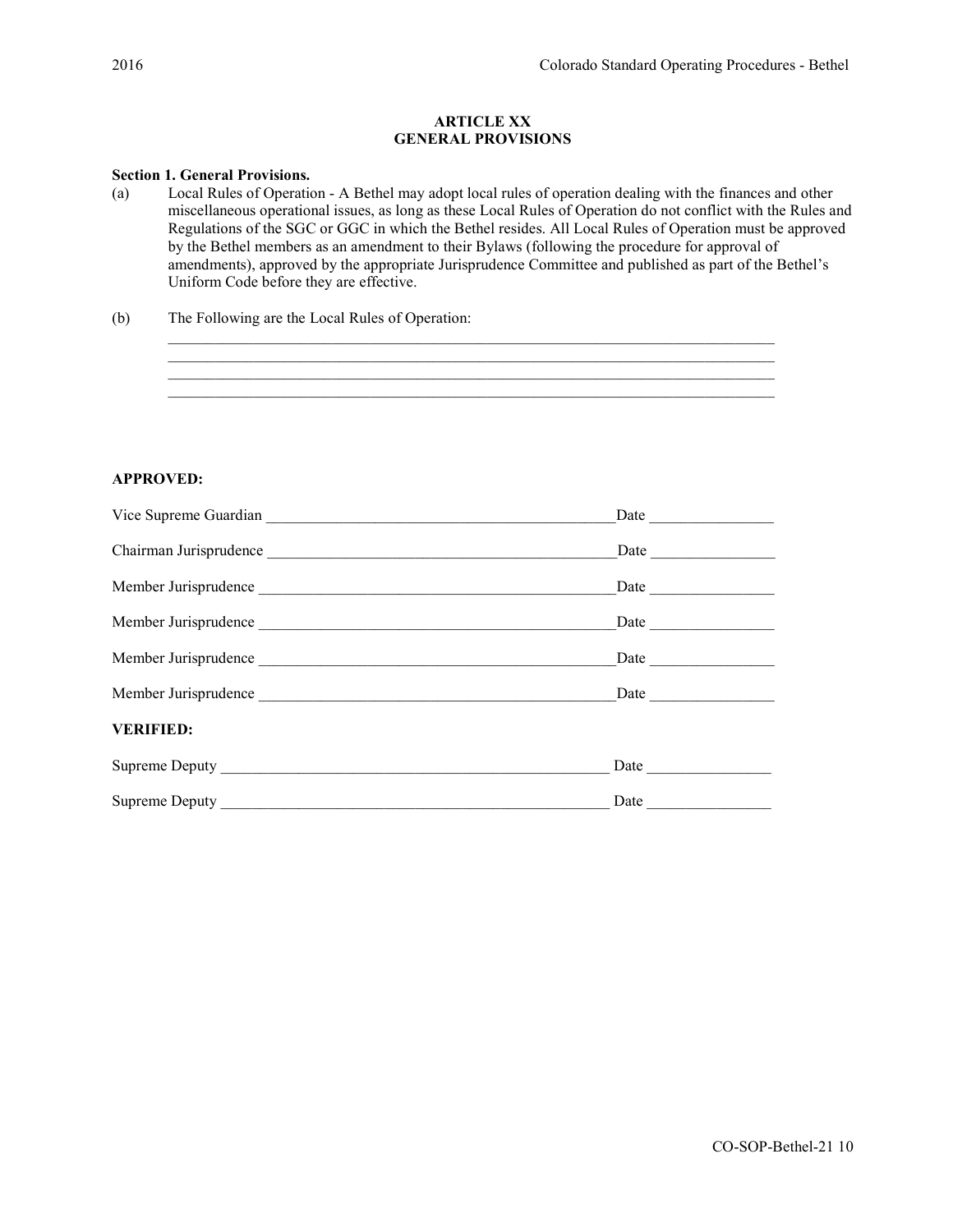## ARTICLE XX
## GENERAL PROVISIONS

**Section 1. General Provisions.**

(a) Local Rules of Operation - A Bethel may adopt local rules of operation dealing with the finances and other miscellaneous operational issues, as long as these Local Rules of Operation do not conflict with the Rules and Regulations of the SGC or GGC in which the Bethel resides. All Local Rules of Operation must be approved by the Bethel members as an amendment to their Bylaws (following the procedure for approval of amendments), approved by the appropriate Jurisprudence Committee and published as part of the Bethel's Uniform Code before they are effective.

(b) The Following are the Local Rules of Operation:

______________________________________________________________________________

______________________________________________________________________________

______________________________________________________________________________

______________________________________________________________________________

**APPROVED:**

Vice Supreme Guardian _______________________________________________Date ________________

Chairman Jurisprudence _______________________________________________Date ________________

Member Jurisprudence _______________________________________________Date ________________

Member Jurisprudence _______________________________________________Date ________________

Member Jurisprudence _______________________________________________Date ________________

Member Jurisprudence _______________________________________________Date ________________

**VERIFIED:**

Supreme Deputy _____________________________________________________ Date ________________

Supreme Deputy _____________________________________________________ Date ________________